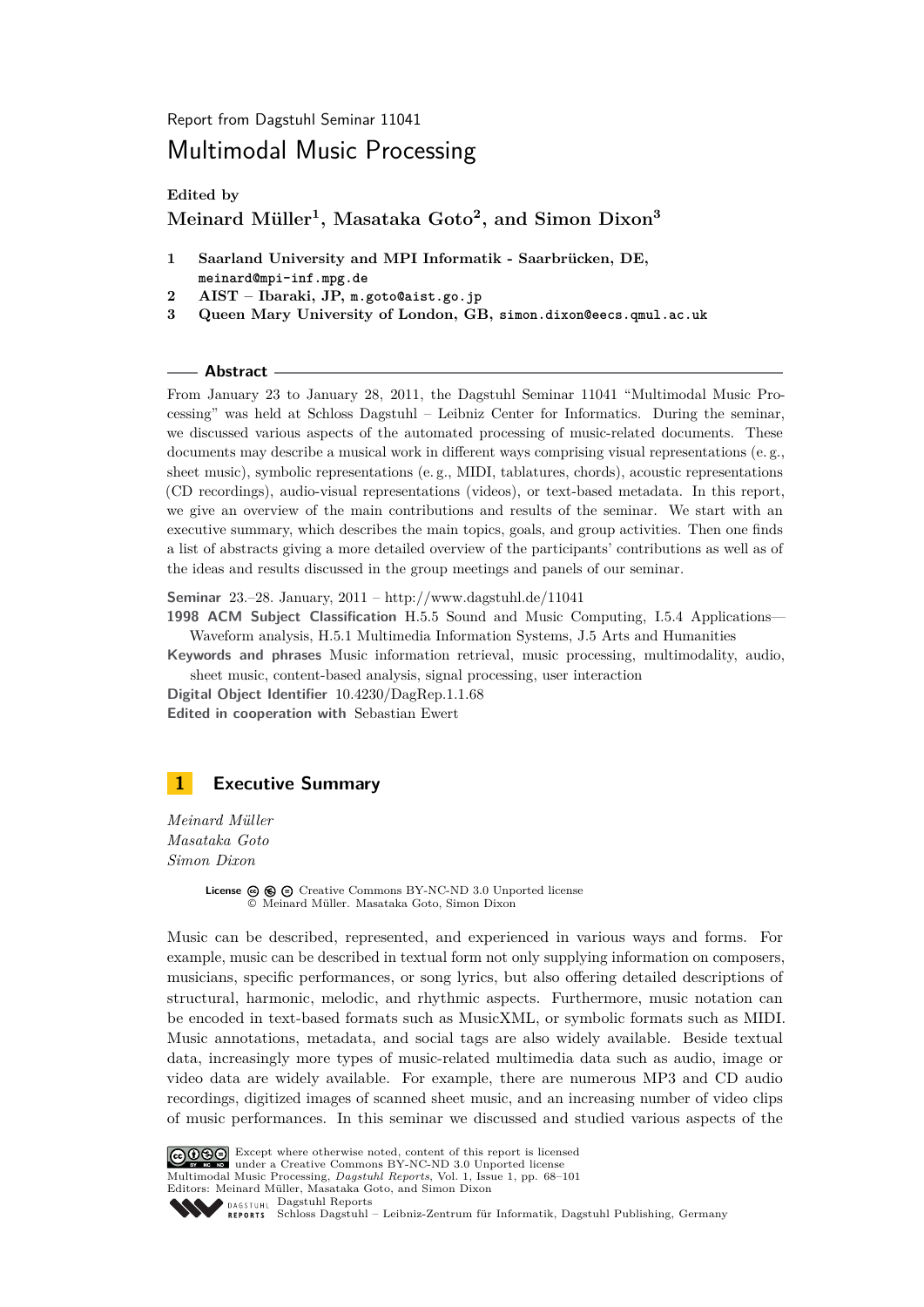Report from Dagstuhl Seminar 11041

# Multimodal Music Processing

**Edited by**
**Meinard Müller[1], Masataka Goto[2], and Simon Dixon[3]**

1 **Saarland University and MPI Informatik - Saarbrücken, DE,** `meinard@mpi-inf.mpg.de`
2 **AIST – Ibaraki, JP,** `m.goto@aist.go.jp`
3 **Queen Mary University of London, GB,** `simon.dixon@eecs.qmul.ac.uk`

## Abstract

From January 23 to January 28, 2011, the Dagstuhl Seminar 11041 "Multimodal Music Processing" was held at Schloss Dagstuhl – Leibniz Center for Informatics. During the seminar, we discussed various aspects of the automated processing of music-related documents. These documents may describe a musical work in different ways comprising visual representations (e. g., sheet music), symbolic representations (e. g., MIDI, tablatures, chords), acoustic representations (CD recordings), audio-visual representations (videos), or text-based metadata. In this report, we give an overview of the main contributions and results of the seminar. We start with an executive summary, which describes the main topics, goals, and group activities. Then one finds a list of abstracts giving a more detailed overview of the participants' contributions as well as of the ideas and results discussed in the group meetings and panels of our seminar.

**Seminar** 23.–28. January, 2011 – http://www.dagstuhl.de/11041
**1998 ACM Subject Classification** H.5.5 Sound and Music Computing, I.5.4 Applications—Waveform analysis, H.5.1 Multimedia Information Systems, J.5 Arts and Humanities
**Keywords and phrases** Music information retrieval, music processing, multimodality, audio, sheet music, content-based analysis, signal processing, user interaction
**Digital Object Identifier** 10.4230/DagRep.1.1.68
**Edited in cooperation with** Sebastian Ewert

## 1 Executive Summary

*Meinard Müller*
*Masataka Goto*
*Simon Dixon*

**License** Creative Commons BY-NC-ND 3.0 Unported license
© Meinard Müller. Masataka Goto, Simon Dixon

Music can be described, represented, and experienced in various ways and forms. For example, music can be described in textual form not only supplying information on composers, musicians, specific performances, or song lyrics, but also offering detailed descriptions of structural, harmonic, melodic, and rhythmic aspects. Furthermore, music notation can be encoded in text-based formats such as MusicXML, or symbolic formats such as MIDI. Music annotations, metadata, and social tags are also widely available. Beside textual data, increasingly more types of music-related multimedia data such as audio, image or video data are widely available. For example, there are numerous MP3 and CD audio recordings, digitized images of scanned sheet music, and an increasing number of video clips of music performances. In this seminar we discussed and studied various aspects of the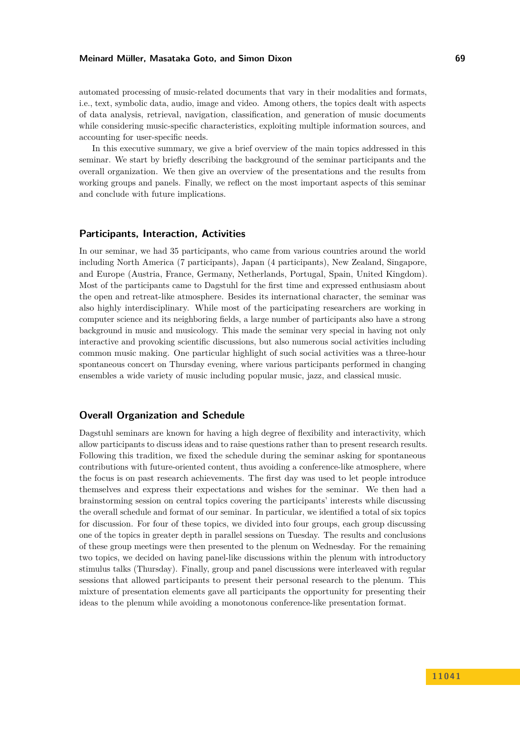automated processing of music-related documents that vary in their modalities and formats, i.e., text, symbolic data, audio, image and video. Among others, the topics dealt with aspects of data analysis, retrieval, navigation, classification, and generation of music documents while considering music-specific characteristics, exploiting multiple information sources, and accounting for user-specific needs.

In this executive summary, we give a brief overview of the main topics addressed in this seminar. We start by briefly describing the background of the seminar participants and the overall organization. We then give an overview of the presentations and the results from working groups and panels. Finally, we reflect on the most important aspects of this seminar and conclude with future implications.

## Participants, Interaction, Activities

In our seminar, we had 35 participants, who came from various countries around the world including North America (7 participants), Japan (4 participants), New Zealand, Singapore, and Europe (Austria, France, Germany, Netherlands, Portugal, Spain, United Kingdom). Most of the participants came to Dagstuhl for the first time and expressed enthusiasm about the open and retreat-like atmosphere. Besides its international character, the seminar was also highly interdisciplinary. While most of the participating researchers are working in computer science and its neighboring fields, a large number of participants also have a strong background in music and musicology. This made the seminar very special in having not only interactive and provoking scientific discussions, but also numerous social activities including common music making. One particular highlight of such social activities was a three-hour spontaneous concert on Thursday evening, where various participants performed in changing ensembles a wide variety of music including popular music, jazz, and classical music.

## Overall Organization and Schedule

Dagstuhl seminars are known for having a high degree of flexibility and interactivity, which allow participants to discuss ideas and to raise questions rather than to present research results. Following this tradition, we fixed the schedule during the seminar asking for spontaneous contributions with future-oriented content, thus avoiding a conference-like atmosphere, where the focus is on past research achievements. The first day was used to let people introduce themselves and express their expectations and wishes for the seminar. We then had a brainstorming session on central topics covering the participants' interests while discussing the overall schedule and format of our seminar. In particular, we identified a total of six topics for discussion. For four of these topics, we divided into four groups, each group discussing one of the topics in greater depth in parallel sessions on Tuesday. The results and conclusions of these group meetings were then presented to the plenum on Wednesday. For the remaining two topics, we decided on having panel-like discussions within the plenum with introductory stimulus talks (Thursday). Finally, group and panel discussions were interleaved with regular sessions that allowed participants to present their personal research to the plenum. This mixture of presentation elements gave all participants the opportunity for presenting their ideas to the plenum while avoiding a monotonous conference-like presentation format.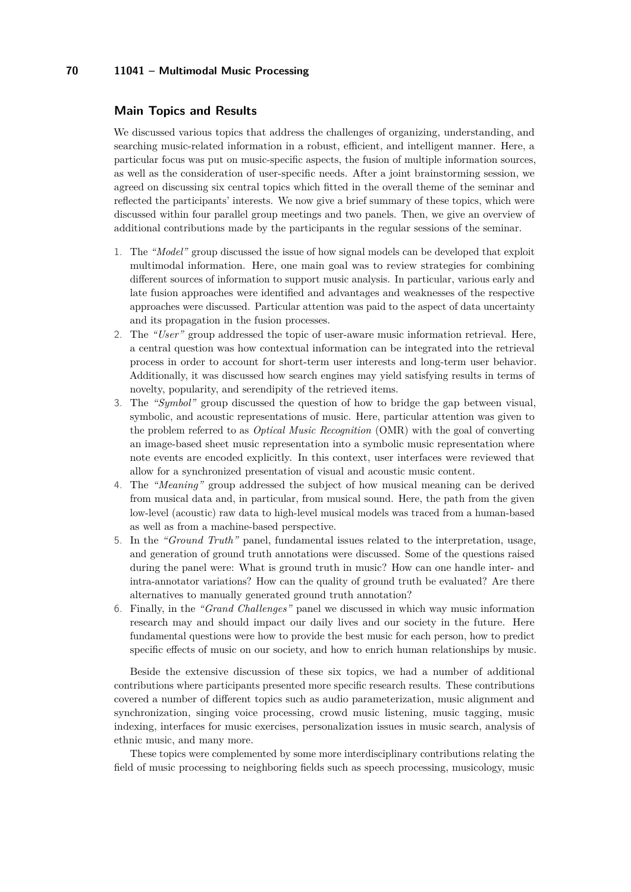## Main Topics and Results

We discussed various topics that address the challenges of organizing, understanding, and searching music-related information in a robust, efficient, and intelligent manner. Here, a particular focus was put on music-specific aspects, the fusion of multiple information sources, as well as the consideration of user-specific needs. After a joint brainstorming session, we agreed on discussing six central topics which fitted in the overall theme of the seminar and reflected the participants' interests. We now give a brief summary of these topics, which were discussed within four parallel group meetings and two panels. Then, we give an overview of additional contributions made by the participants in the regular sessions of the seminar.

1. The *"Model"* group discussed the issue of how signal models can be developed that exploit multimodal information. Here, one main goal was to review strategies for combining different sources of information to support music analysis. In particular, various early and late fusion approaches were identified and advantages and weaknesses of the respective approaches were discussed. Particular attention was paid to the aspect of data uncertainty and its propagation in the fusion processes.
2. The *"User"* group addressed the topic of user-aware music information retrieval. Here, a central question was how contextual information can be integrated into the retrieval process in order to account for short-term user interests and long-term user behavior. Additionally, it was discussed how search engines may yield satisfying results in terms of novelty, popularity, and serendipity of the retrieved items.
3. The *"Symbol"* group discussed the question of how to bridge the gap between visual, symbolic, and acoustic representations of music. Here, particular attention was given to the problem referred to as *Optical Music Recognition* (OMR) with the goal of converting an image-based sheet music representation into a symbolic music representation where note events are encoded explicitly. In this context, user interfaces were reviewed that allow for a synchronized presentation of visual and acoustic music content.
4. The *"Meaning"* group addressed the subject of how musical meaning can be derived from musical data and, in particular, from musical sound. Here, the path from the given low-level (acoustic) raw data to high-level musical models was traced from a human-based as well as from a machine-based perspective.
5. In the *"Ground Truth"* panel, fundamental issues related to the interpretation, usage, and generation of ground truth annotations were discussed. Some of the questions raised during the panel were: What is ground truth in music? How can one handle inter- and intra-annotator variations? How can the quality of ground truth be evaluated? Are there alternatives to manually generated ground truth annotation?
6. Finally, in the *"Grand Challenges"* panel we discussed in which way music information research may and should impact our daily lives and our society in the future. Here fundamental questions were how to provide the best music for each person, how to predict specific effects of music on our society, and how to enrich human relationships by music.

Beside the extensive discussion of these six topics, we had a number of additional contributions where participants presented more specific research results. These contributions covered a number of different topics such as audio parameterization, music alignment and synchronization, singing voice processing, crowd music listening, music tagging, music indexing, interfaces for music exercises, personalization issues in music search, analysis of ethnic music, and many more.

These topics were complemented by some more interdisciplinary contributions relating the field of music processing to neighboring fields such as speech processing, musicology, music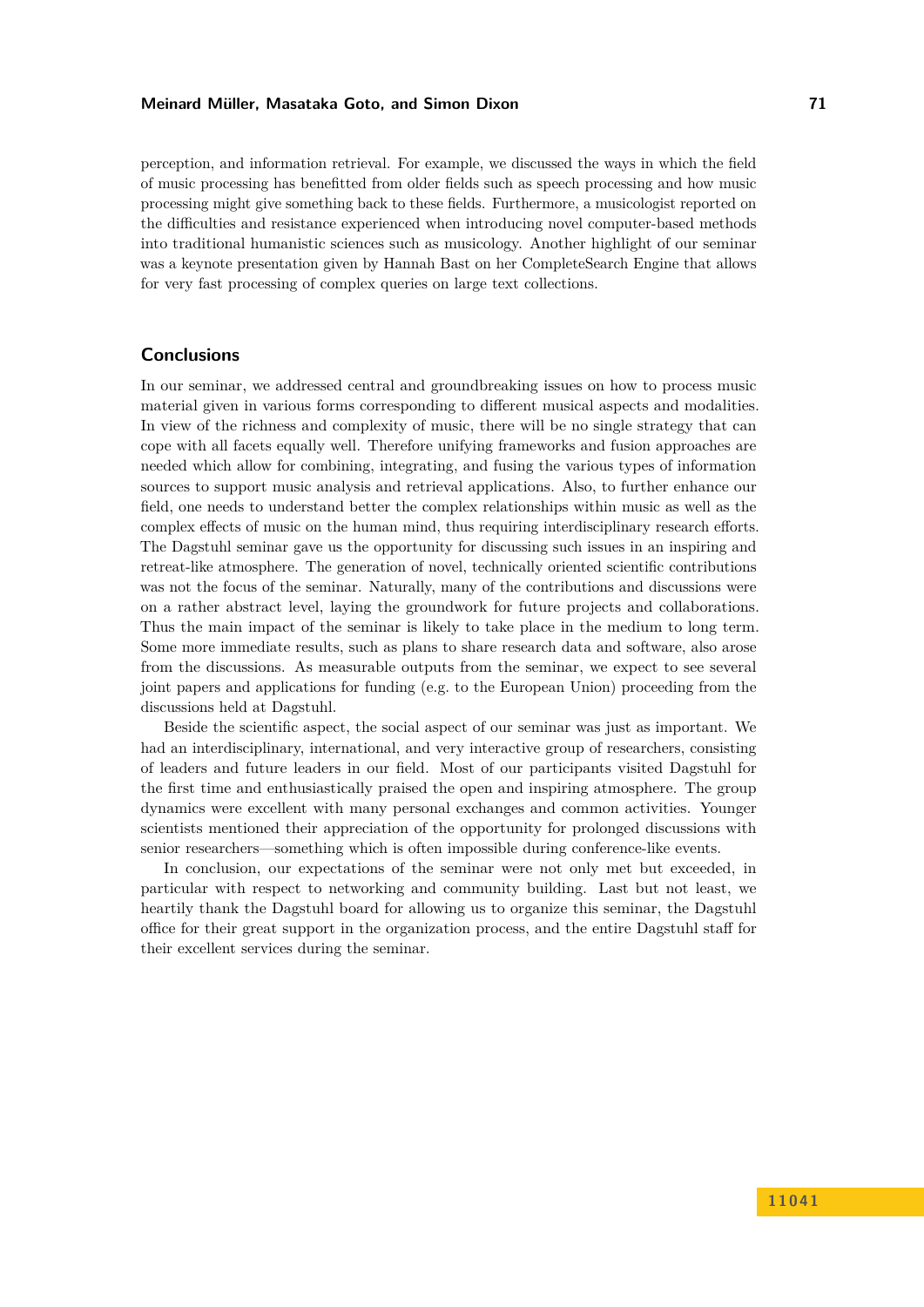perception, and information retrieval. For example, we discussed the ways in which the field of music processing has benefitted from older fields such as speech processing and how music processing might give something back to these fields. Furthermore, a musicologist reported on the difficulties and resistance experienced when introducing novel computer-based methods into traditional humanistic sciences such as musicology. Another highlight of our seminar was a keynote presentation given by Hannah Bast on her CompleteSearch Engine that allows for very fast processing of complex queries on large text collections.

## Conclusions

In our seminar, we addressed central and groundbreaking issues on how to process music material given in various forms corresponding to different musical aspects and modalities. In view of the richness and complexity of music, there will be no single strategy that can cope with all facets equally well. Therefore unifying frameworks and fusion approaches are needed which allow for combining, integrating, and fusing the various types of information sources to support music analysis and retrieval applications. Also, to further enhance our field, one needs to understand better the complex relationships within music as well as the complex effects of music on the human mind, thus requiring interdisciplinary research efforts. The Dagstuhl seminar gave us the opportunity for discussing such issues in an inspiring and retreat-like atmosphere. The generation of novel, technically oriented scientific contributions was not the focus of the seminar. Naturally, many of the contributions and discussions were on a rather abstract level, laying the groundwork for future projects and collaborations. Thus the main impact of the seminar is likely to take place in the medium to long term. Some more immediate results, such as plans to share research data and software, also arose from the discussions. As measurable outputs from the seminar, we expect to see several joint papers and applications for funding (e.g. to the European Union) proceeding from the discussions held at Dagstuhl.

Beside the scientific aspect, the social aspect of our seminar was just as important. We had an interdisciplinary, international, and very interactive group of researchers, consisting of leaders and future leaders in our field. Most of our participants visited Dagstuhl for the first time and enthusiastically praised the open and inspiring atmosphere. The group dynamics were excellent with many personal exchanges and common activities. Younger scientists mentioned their appreciation of the opportunity for prolonged discussions with senior researchers—something which is often impossible during conference-like events.

In conclusion, our expectations of the seminar were not only met but exceeded, in particular with respect to networking and community building. Last but not least, we heartily thank the Dagstuhl board for allowing us to organize this seminar, the Dagstuhl office for their great support in the organization process, and the entire Dagstuhl staff for their excellent services during the seminar.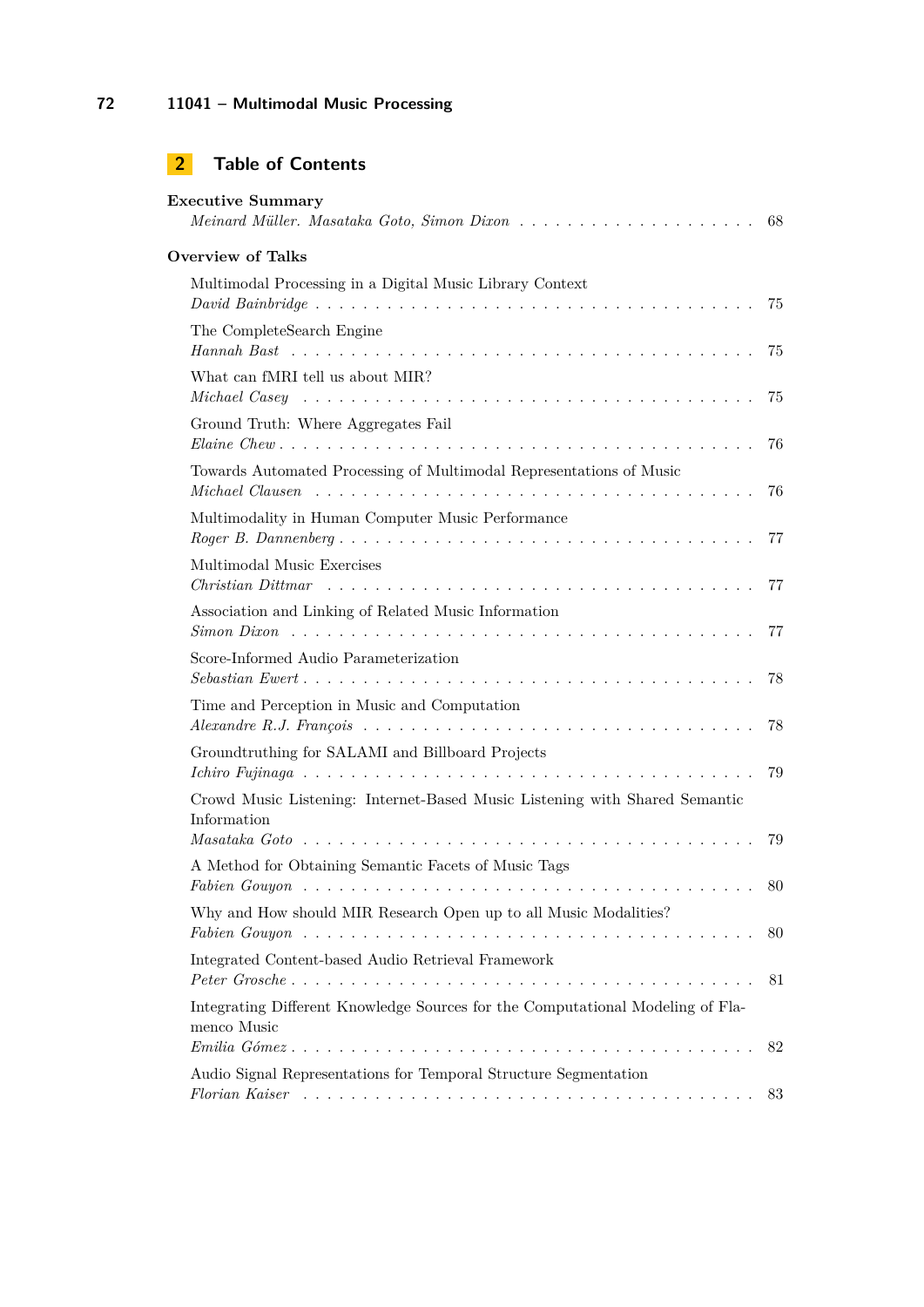## 2 Table of Contents

**Executive Summary**
*Meinard Müller. Masataka Goto, Simon Dixon* . . . . . . . . . . . . . . . . . . . . 68

**Overview of Talks**

Multimodal Processing in a Digital Music Library Context
*David Bainbridge* . . . . . . . . . . . . . . . . . . . . . . . . . . . . . . . . . . 75

The CompleteSearch Engine
*Hannah Bast* . . . . . . . . . . . . . . . . . . . . . . . . . . . . . . . . . . . . 75

What can fMRI tell us about MIR?
*Michael Casey* . . . . . . . . . . . . . . . . . . . . . . . . . . . . . . . . . . . 75

Ground Truth: Where Aggregates Fail
*Elaine Chew* . . . . . . . . . . . . . . . . . . . . . . . . . . . . . . . . . . . . 76

Towards Automated Processing of Multimodal Representations of Music
*Michael Clausen* . . . . . . . . . . . . . . . . . . . . . . . . . . . . . . . . . . 76

Multimodality in Human Computer Music Performance
*Roger B. Dannenberg* . . . . . . . . . . . . . . . . . . . . . . . . . . . . . . . 77

Multimodal Music Exercises
*Christian Dittmar* . . . . . . . . . . . . . . . . . . . . . . . . . . . . . . . . . 77

Association and Linking of Related Music Information
*Simon Dixon* . . . . . . . . . . . . . . . . . . . . . . . . . . . . . . . . . . . . 77

Score-Informed Audio Parameterization
*Sebastian Ewert* . . . . . . . . . . . . . . . . . . . . . . . . . . . . . . . . . . 78

Time and Perception in Music and Computation
*Alexandre R.J. François* . . . . . . . . . . . . . . . . . . . . . . . . . . . . . . 78

Groundtruthing for SALAMI and Billboard Projects
*Ichiro Fujinaga* . . . . . . . . . . . . . . . . . . . . . . . . . . . . . . . . . . 79

Crowd Music Listening: Internet-Based Music Listening with Shared Semantic Information
*Masataka Goto* . . . . . . . . . . . . . . . . . . . . . . . . . . . . . . . . . . . 79

A Method for Obtaining Semantic Facets of Music Tags
*Fabien Gouyon* . . . . . . . . . . . . . . . . . . . . . . . . . . . . . . . . . . . 80

Why and How should MIR Research Open up to all Music Modalities?
*Fabien Gouyon* . . . . . . . . . . . . . . . . . . . . . . . . . . . . . . . . . . . 80

Integrated Content-based Audio Retrieval Framework
*Peter Grosche* . . . . . . . . . . . . . . . . . . . . . . . . . . . . . . . . . . . 81

Integrating Different Knowledge Sources for the Computational Modeling of Flamenco Music
*Emilia Gómez* . . . . . . . . . . . . . . . . . . . . . . . . . . . . . . . . . . . . 82

Audio Signal Representations for Temporal Structure Segmentation
*Florian Kaiser* . . . . . . . . . . . . . . . . . . . . . . . . . . . . . . . . . . . 83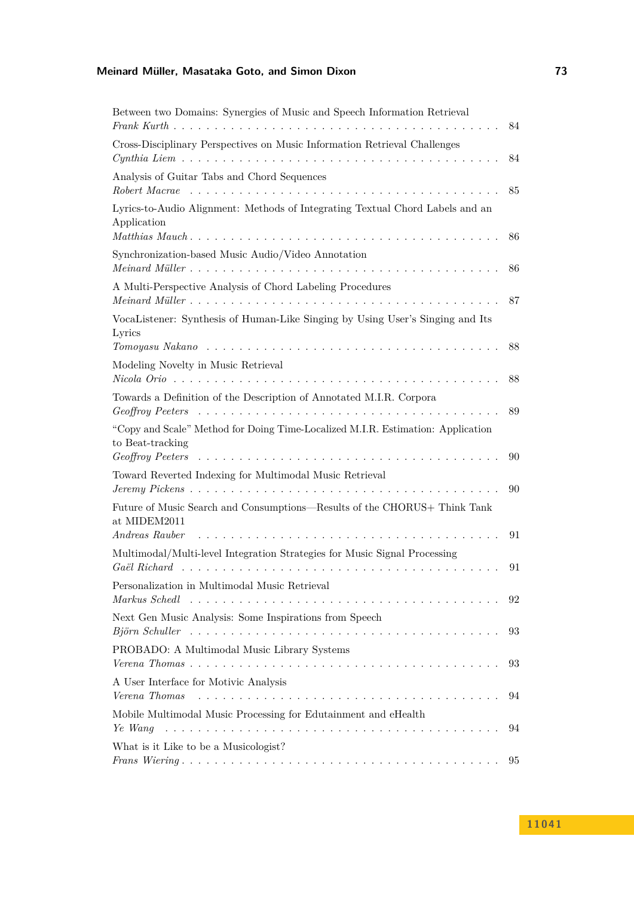Between two Domains: Synergies of Music and Speech Information Retrieval
*Frank Kurth* . . . . . . . . . . . . . . . . . . . . . . . . . . . . . . . . . . . . . . . 84

Cross-Disciplinary Perspectives on Music Information Retrieval Challenges
*Cynthia Liem* . . . . . . . . . . . . . . . . . . . . . . . . . . . . . . . . . . . . . . . 84

Analysis of Guitar Tabs and Chord Sequences
*Robert Macrae* . . . . . . . . . . . . . . . . . . . . . . . . . . . . . . . . . . . . . . 85

Lyrics-to-Audio Alignment: Methods of Integrating Textual Chord Labels and an Application
*Matthias Mauch* . . . . . . . . . . . . . . . . . . . . . . . . . . . . . . . . . . . . . 86

Synchronization-based Music Audio/Video Annotation
*Meinard Müller* . . . . . . . . . . . . . . . . . . . . . . . . . . . . . . . . . . . . . 86

A Multi-Perspective Analysis of Chord Labeling Procedures
*Meinard Müller* . . . . . . . . . . . . . . . . . . . . . . . . . . . . . . . . . . . . . 87

VocaListener: Synthesis of Human-Like Singing by Using User's Singing and Its Lyrics
*Tomoyasu Nakano* . . . . . . . . . . . . . . . . . . . . . . . . . . . . . . . . . . . . 88

Modeling Novelty in Music Retrieval
*Nicola Orio* . . . . . . . . . . . . . . . . . . . . . . . . . . . . . . . . . . . . . . . 88

Towards a Definition of the Description of Annotated M.I.R. Corpora
*Geoffroy Peeters* . . . . . . . . . . . . . . . . . . . . . . . . . . . . . . . . . . . . 89

"Copy and Scale" Method for Doing Time-Localized M.I.R. Estimation: Application to Beat-tracking
*Geoffroy Peeters* . . . . . . . . . . . . . . . . . . . . . . . . . . . . . . . . . . . . 90

Toward Reverted Indexing for Multimodal Music Retrieval
*Jeremy Pickens* . . . . . . . . . . . . . . . . . . . . . . . . . . . . . . . . . . . . . 90

Future of Music Search and Consumptions—Results of the CHORUS+ Think Tank at MIDEM2011
*Andreas Rauber* . . . . . . . . . . . . . . . . . . . . . . . . . . . . . . . . . . . . . 91

Multimodal/Multi-level Integration Strategies for Music Signal Processing
*Gaël Richard* . . . . . . . . . . . . . . . . . . . . . . . . . . . . . . . . . . . . . . 91

Personalization in Multimodal Music Retrieval
*Markus Schedl* . . . . . . . . . . . . . . . . . . . . . . . . . . . . . . . . . . . . . . 92

Next Gen Music Analysis: Some Inspirations from Speech
*Björn Schuller* . . . . . . . . . . . . . . . . . . . . . . . . . . . . . . . . . . . . . 93

PROBADO: A Multimodal Music Library Systems
*Verena Thomas* . . . . . . . . . . . . . . . . . . . . . . . . . . . . . . . . . . . . . . 93

A User Interface for Motivic Analysis
*Verena Thomas* . . . . . . . . . . . . . . . . . . . . . . . . . . . . . . . . . . . . . . 94

Mobile Multimodal Music Processing for Edutainment and eHealth
*Ye Wang* . . . . . . . . . . . . . . . . . . . . . . . . . . . . . . . . . . . . . . . . . 94

What is it Like to be a Musicologist?
*Frans Wiering* . . . . . . . . . . . . . . . . . . . . . . . . . . . . . . . . . . . . . . 95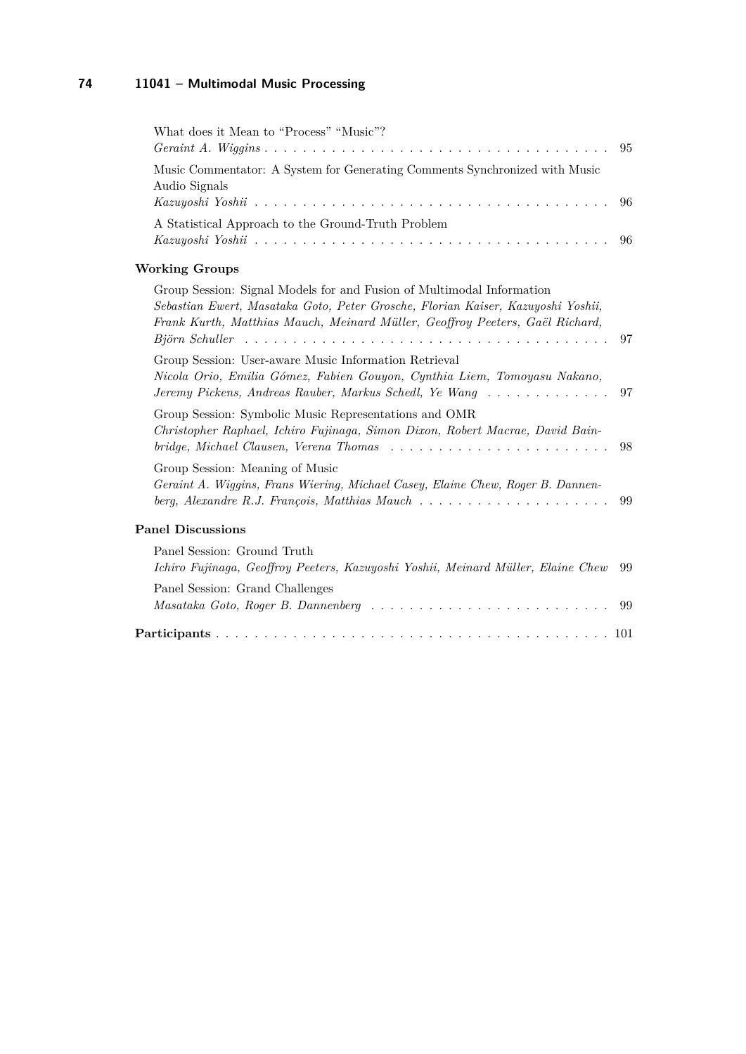What does it Mean to "Process" "Music"?
*Geraint A. Wiggins* . . . . . . . . . . . . . . . . . . . . . . . . . . . . . . . . . . . . 95

Music Commentator: A System for Generating Comments Synchronized with Music Audio Signals
*Kazuyoshi Yoshii* . . . . . . . . . . . . . . . . . . . . . . . . . . . . . . . . . . . . 96

A Statistical Approach to the Ground-Truth Problem
*Kazuyoshi Yoshii* . . . . . . . . . . . . . . . . . . . . . . . . . . . . . . . . . . . . 96

**Working Groups**

Group Session: Signal Models for and Fusion of Multimodal Information
*Sebastian Ewert, Masataka Goto, Peter Grosche, Florian Kaiser, Kazuyoshi Yoshii, Frank Kurth, Matthias Mauch, Meinard Müller, Geoffroy Peeters, Gaël Richard, Björn Schuller* . . . . . . . . . . . . . . . . . . . . . . . . . . . . . . . . . . . . 97

Group Session: User-aware Music Information Retrieval
*Nicola Orio, Emilia Gómez, Fabien Gouyon, Cynthia Liem, Tomoyasu Nakano, Jeremy Pickens, Andreas Rauber, Markus Schedl, Ye Wang* . . . . . . . . . . . . . 97

Group Session: Symbolic Music Representations and OMR
*Christopher Raphael, Ichiro Fujinaga, Simon Dixon, Robert Macrae, David Bainbridge, Michael Clausen, Verena Thomas* . . . . . . . . . . . . . . . . . . . . . . . 98

Group Session: Meaning of Music
*Geraint A. Wiggins, Frans Wiering, Michael Casey, Elaine Chew, Roger B. Dannenberg, Alexandre R.J. François, Matthias Mauch* . . . . . . . . . . . . . . . . . . . . 99

**Panel Discussions**

Panel Session: Ground Truth
*Ichiro Fujinaga, Geoffroy Peeters, Kazuyoshi Yoshii, Meinard Müller, Elaine Chew* 99

Panel Session: Grand Challenges
*Masataka Goto, Roger B. Dannenberg* . . . . . . . . . . . . . . . . . . . . . . . . . 99

**Participants** . . . . . . . . . . . . . . . . . . . . . . . . . . . . . . . . . . . . . . . . 101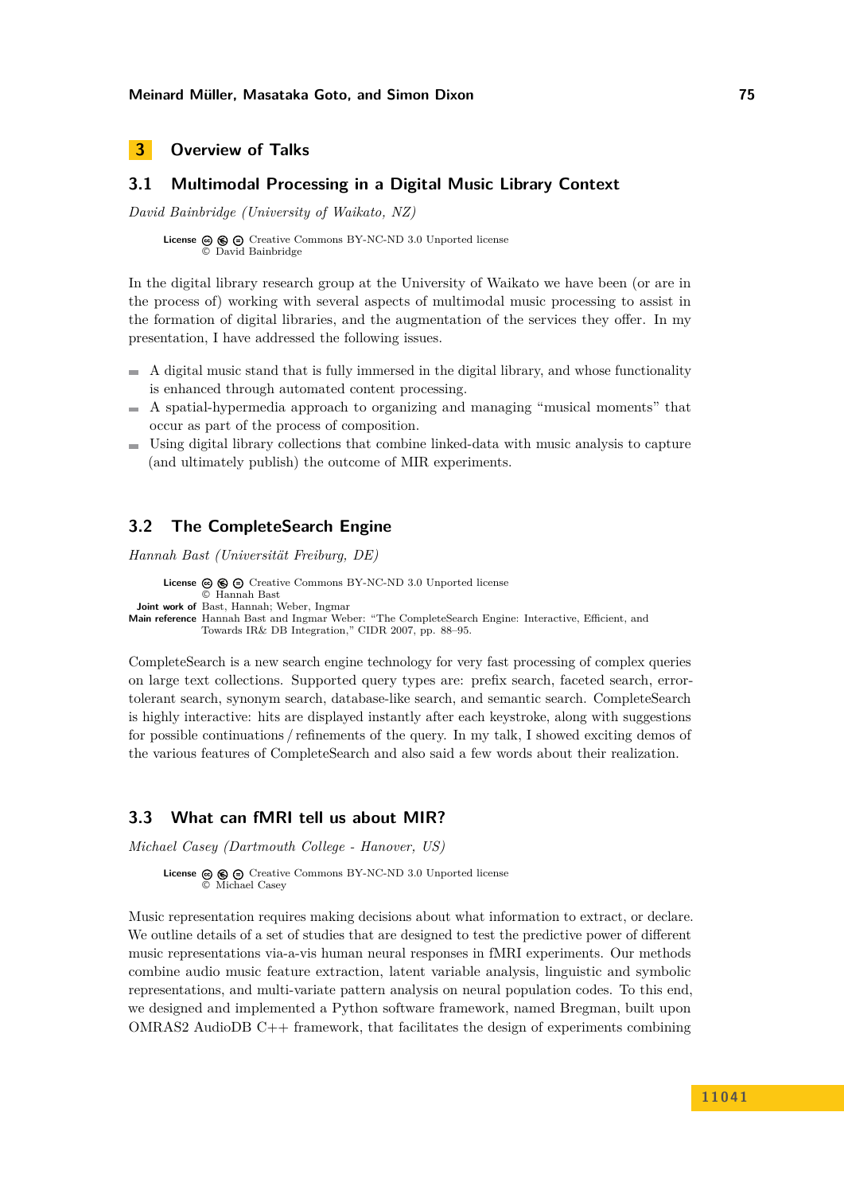# 3 Overview of Talks

## 3.1 Multimodal Processing in a Digital Music Library Context

*David Bainbridge (University of Waikato, NZ)*

**License** Creative Commons BY-NC-ND 3.0 Unported license
© David Bainbridge

In the digital library research group at the University of Waikato we have been (or are in the process of) working with several aspects of multimodal music processing to assist in the formation of digital libraries, and the augmentation of the services they offer. In my presentation, I have addressed the following issues.

- A digital music stand that is fully immersed in the digital library, and whose functionality is enhanced through automated content processing.
- A spatial-hypermedia approach to organizing and managing "musical moments" that occur as part of the process of composition.
- Using digital library collections that combine linked-data with music analysis to capture (and ultimately publish) the outcome of MIR experiments.

## 3.2 The CompleteSearch Engine

*Hannah Bast (Universität Freiburg, DE)*

**License** Creative Commons BY-NC-ND 3.0 Unported license
© Hannah Bast
**Joint work of** Bast, Hannah; Weber, Ingmar
**Main reference** Hannah Bast and Ingmar Weber: "The CompleteSearch Engine: Interactive, Efficient, and Towards IR& DB Integration," CIDR 2007, pp. 88–95.

CompleteSearch is a new search engine technology for very fast processing of complex queries on large text collections. Supported query types are: prefix search, faceted search, error-tolerant search, synonym search, database-like search, and semantic search. CompleteSearch is highly interactive: hits are displayed instantly after each keystroke, along with suggestions for possible continuations / refinements of the query. In my talk, I showed exciting demos of the various features of CompleteSearch and also said a few words about their realization.

## 3.3 What can fMRI tell us about MIR?

*Michael Casey (Dartmouth College - Hanover, US)*

**License** Creative Commons BY-NC-ND 3.0 Unported license
© Michael Casey

Music representation requires making decisions about what information to extract, or declare. We outline details of a set of studies that are designed to test the predictive power of different music representations via-a-vis human neural responses in fMRI experiments. Our methods combine audio music feature extraction, latent variable analysis, linguistic and symbolic representations, and multi-variate pattern analysis on neural population codes. To this end, we designed and implemented a Python software framework, named Bregman, built upon OMRAS2 AudioDB C++ framework, that facilitates the design of experiments combining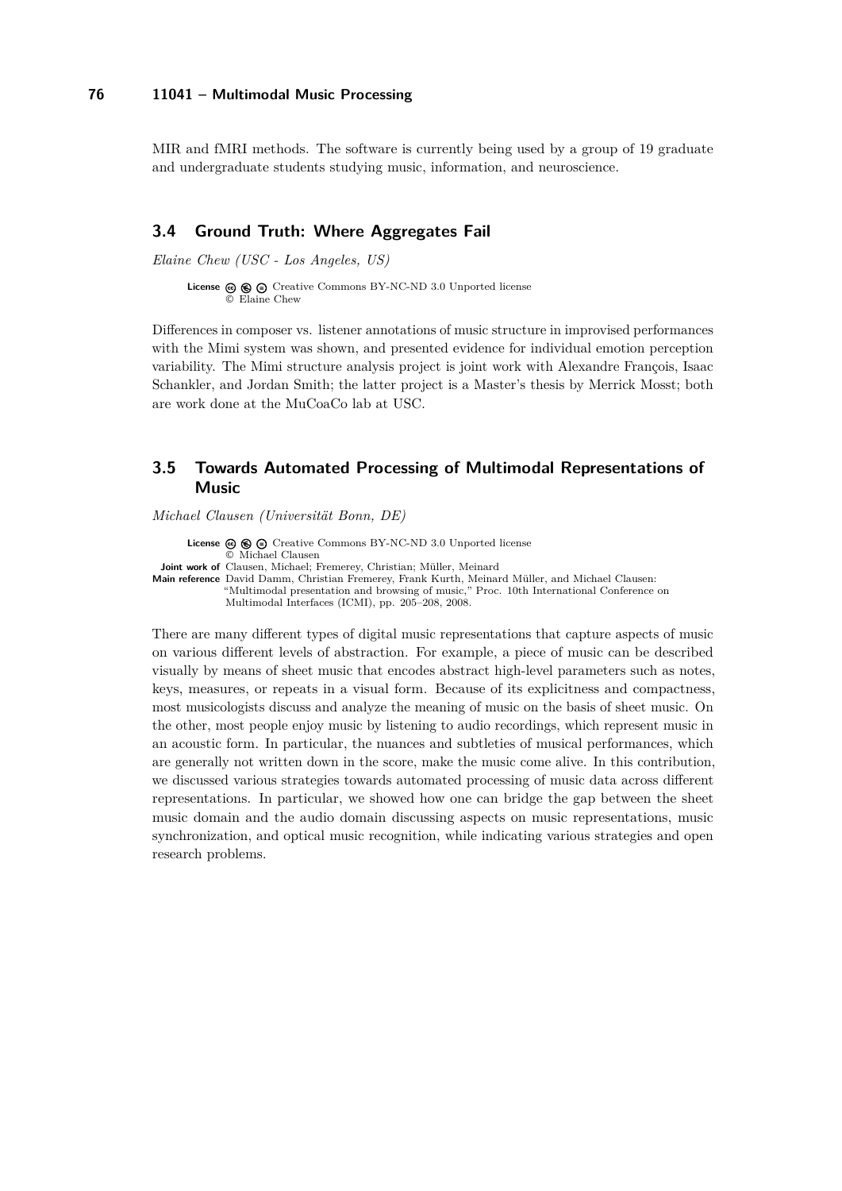MIR and fMRI methods. The software is currently being used by a group of 19 graduate and undergraduate students studying music, information, and neuroscience.

## 3.4 Ground Truth: Where Aggregates Fail

*Elaine Chew (USC - Los Angeles, US)*

**License** Creative Commons BY-NC-ND 3.0 Unported license
© Elaine Chew

Differences in composer vs. listener annotations of music structure in improvised performances with the Mimi system was shown, and presented evidence for individual emotion perception variability. The Mimi structure analysis project is joint work with Alexandre François, Isaac Schankler, and Jordan Smith; the latter project is a Master's thesis by Merrick Mosst; both are work done at the MuCoaCo lab at USC.

## 3.5 Towards Automated Processing of Multimodal Representations of Music

*Michael Clausen (Universität Bonn, DE)*

**License** Creative Commons BY-NC-ND 3.0 Unported license
© Michael Clausen
**Joint work of** Clausen, Michael; Fremerey, Christian; Müller, Meinard
**Main reference** David Damm, Christian Fremerey, Frank Kurth, Meinard Müller, and Michael Clausen: "Multimodal presentation and browsing of music," Proc. 10th International Conference on Multimodal Interfaces (ICMI), pp. 205–208, 2008.

There are many different types of digital music representations that capture aspects of music on various different levels of abstraction. For example, a piece of music can be described visually by means of sheet music that encodes abstract high-level parameters such as notes, keys, measures, or repeats in a visual form. Because of its explicitness and compactness, most musicologists discuss and analyze the meaning of music on the basis of sheet music. On the other, most people enjoy music by listening to audio recordings, which represent music in an acoustic form. In particular, the nuances and subtleties of musical performances, which are generally not written down in the score, make the music come alive. In this contribution, we discussed various strategies towards automated processing of music data across different representations. In particular, we showed how one can bridge the gap between the sheet music domain and the audio domain discussing aspects on music representations, music synchronization, and optical music recognition, while indicating various strategies and open research problems.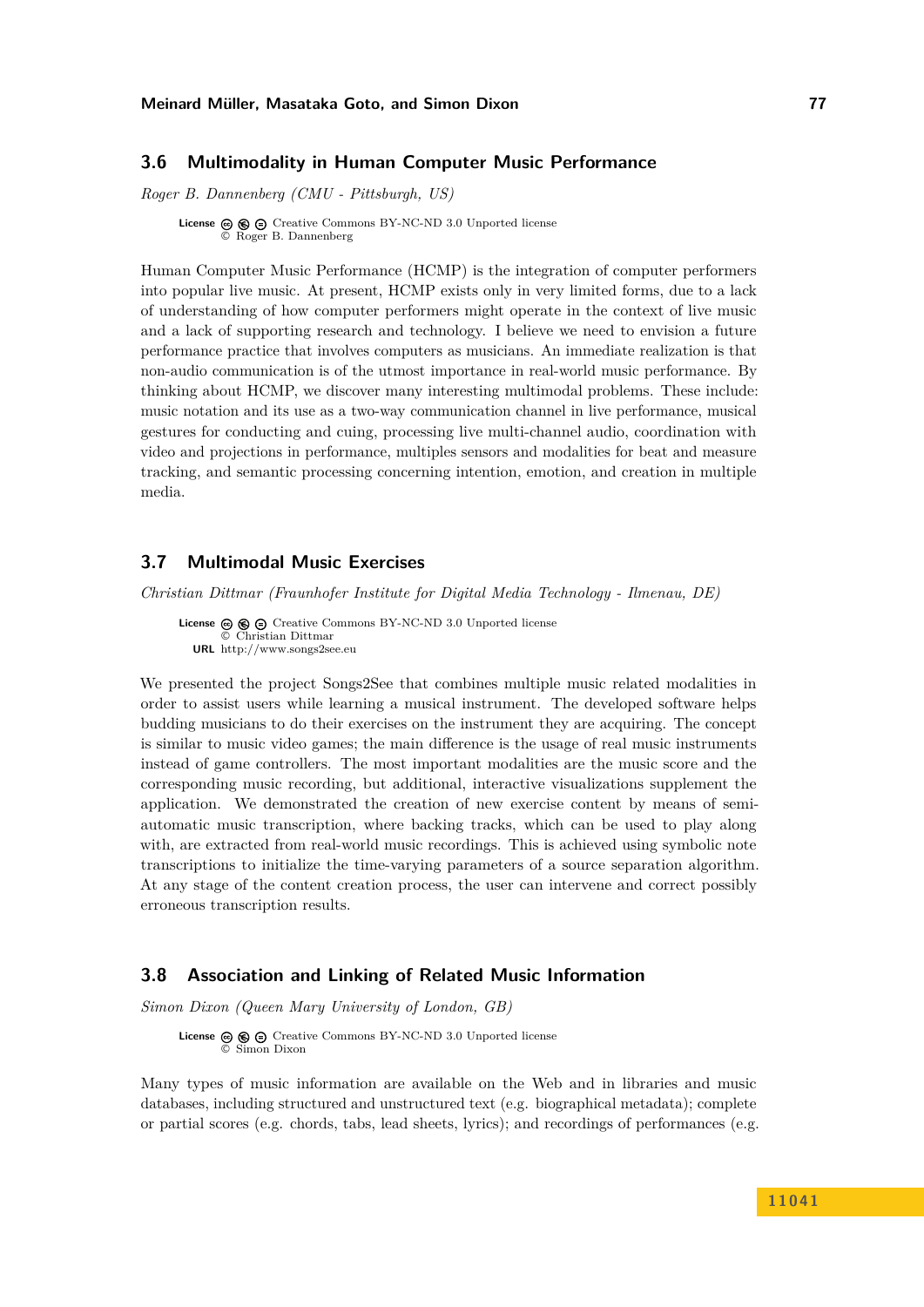## 3.6 Multimodality in Human Computer Music Performance

*Roger B. Dannenberg (CMU - Pittsburgh, US)*

**License** Creative Commons BY-NC-ND 3.0 Unported license
© Roger B. Dannenberg

Human Computer Music Performance (HCMP) is the integration of computer performers into popular live music. At present, HCMP exists only in very limited forms, due to a lack of understanding of how computer performers might operate in the context of live music and a lack of supporting research and technology. I believe we need to envision a future performance practice that involves computers as musicians. An immediate realization is that non-audio communication is of the utmost importance in real-world music performance. By thinking about HCMP, we discover many interesting multimodal problems. These include: music notation and its use as a two-way communication channel in live performance, musical gestures for conducting and cuing, processing live multi-channel audio, coordination with video and projections in performance, multiples sensors and modalities for beat and measure tracking, and semantic processing concerning intention, emotion, and creation in multiple media.

## 3.7 Multimodal Music Exercises

*Christian Dittmar (Fraunhofer Institute for Digital Media Technology - Ilmenau, DE)*

**License** Creative Commons BY-NC-ND 3.0 Unported license
© Christian Dittmar
**URL** http://www.songs2see.eu

We presented the project Songs2See that combines multiple music related modalities in order to assist users while learning a musical instrument. The developed software helps budding musicians to do their exercises on the instrument they are acquiring. The concept is similar to music video games; the main difference is the usage of real music instruments instead of game controllers. The most important modalities are the music score and the corresponding music recording, but additional, interactive visualizations supplement the application. We demonstrated the creation of new exercise content by means of semi-automatic music transcription, where backing tracks, which can be used to play along with, are extracted from real-world music recordings. This is achieved using symbolic note transcriptions to initialize the time-varying parameters of a source separation algorithm. At any stage of the content creation process, the user can intervene and correct possibly erroneous transcription results.

## 3.8 Association and Linking of Related Music Information

*Simon Dixon (Queen Mary University of London, GB)*

**License** Creative Commons BY-NC-ND 3.0 Unported license
© Simon Dixon

Many types of music information are available on the Web and in libraries and music databases, including structured and unstructured text (e.g. biographical metadata); complete or partial scores (e.g. chords, tabs, lead sheets, lyrics); and recordings of performances (e.g.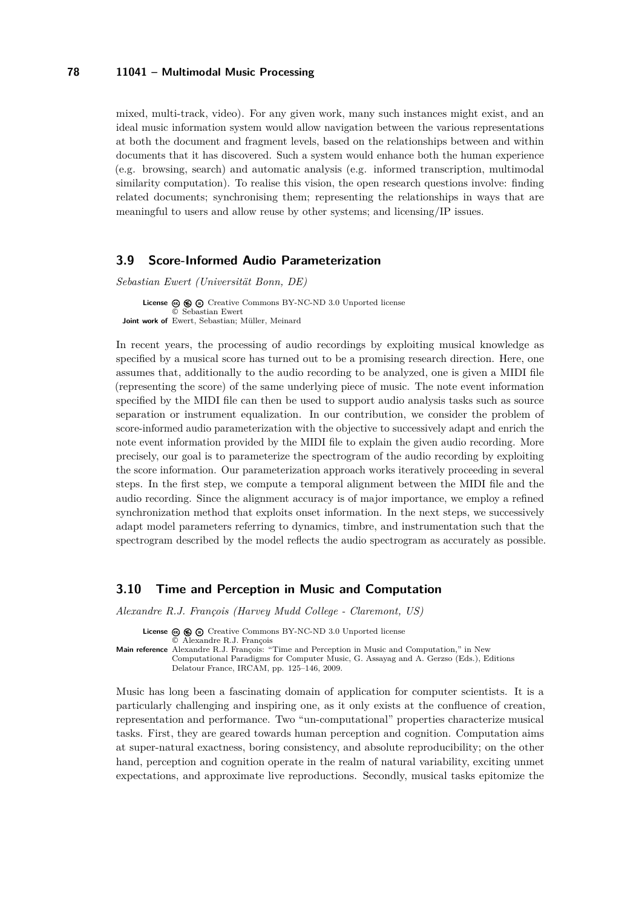mixed, multi-track, video). For any given work, many such instances might exist, and an ideal music information system would allow navigation between the various representations at both the document and fragment levels, based on the relationships between and within documents that it has discovered. Such a system would enhance both the human experience (e.g. browsing, search) and automatic analysis (e.g. informed transcription, multimodal similarity computation). To realise this vision, the open research questions involve: finding related documents; synchronising them; representing the relationships in ways that are meaningful to users and allow reuse by other systems; and licensing/IP issues.

## 3.9 Score-Informed Audio Parameterization

*Sebastian Ewert (Universität Bonn, DE)*

**License** Creative Commons BY-NC-ND 3.0 Unported license
© Sebastian Ewert
**Joint work of** Ewert, Sebastian; Müller, Meinard

In recent years, the processing of audio recordings by exploiting musical knowledge as specified by a musical score has turned out to be a promising research direction. Here, one assumes that, additionally to the audio recording to be analyzed, one is given a MIDI file (representing the score) of the same underlying piece of music. The note event information specified by the MIDI file can then be used to support audio analysis tasks such as source separation or instrument equalization. In our contribution, we consider the problem of score-informed audio parameterization with the objective to successively adapt and enrich the note event information provided by the MIDI file to explain the given audio recording. More precisely, our goal is to parameterize the spectrogram of the audio recording by exploiting the score information. Our parameterization approach works iteratively proceeding in several steps. In the first step, we compute a temporal alignment between the MIDI file and the audio recording. Since the alignment accuracy is of major importance, we employ a refined synchronization method that exploits onset information. In the next steps, we successively adapt model parameters referring to dynamics, timbre, and instrumentation such that the spectrogram described by the model reflects the audio spectrogram as accurately as possible.

## 3.10 Time and Perception in Music and Computation

*Alexandre R.J. François (Harvey Mudd College - Claremont, US)*

**License** Creative Commons BY-NC-ND 3.0 Unported license
© Alexandre R.J. François
**Main reference** Alexandre R.J. François: "Time and Perception in Music and Computation," in New Computational Paradigms for Computer Music, G. Assayag and A. Gerzso (Eds.), Editions Delatour France, IRCAM, pp. 125–146, 2009.

Music has long been a fascinating domain of application for computer scientists. It is a particularly challenging and inspiring one, as it only exists at the confluence of creation, representation and performance. Two "un-computational" properties characterize musical tasks. First, they are geared towards human perception and cognition. Computation aims at super-natural exactness, boring consistency, and absolute reproducibility; on the other hand, perception and cognition operate in the realm of natural variability, exciting unmet expectations, and approximate live reproductions. Secondly, musical tasks epitomize the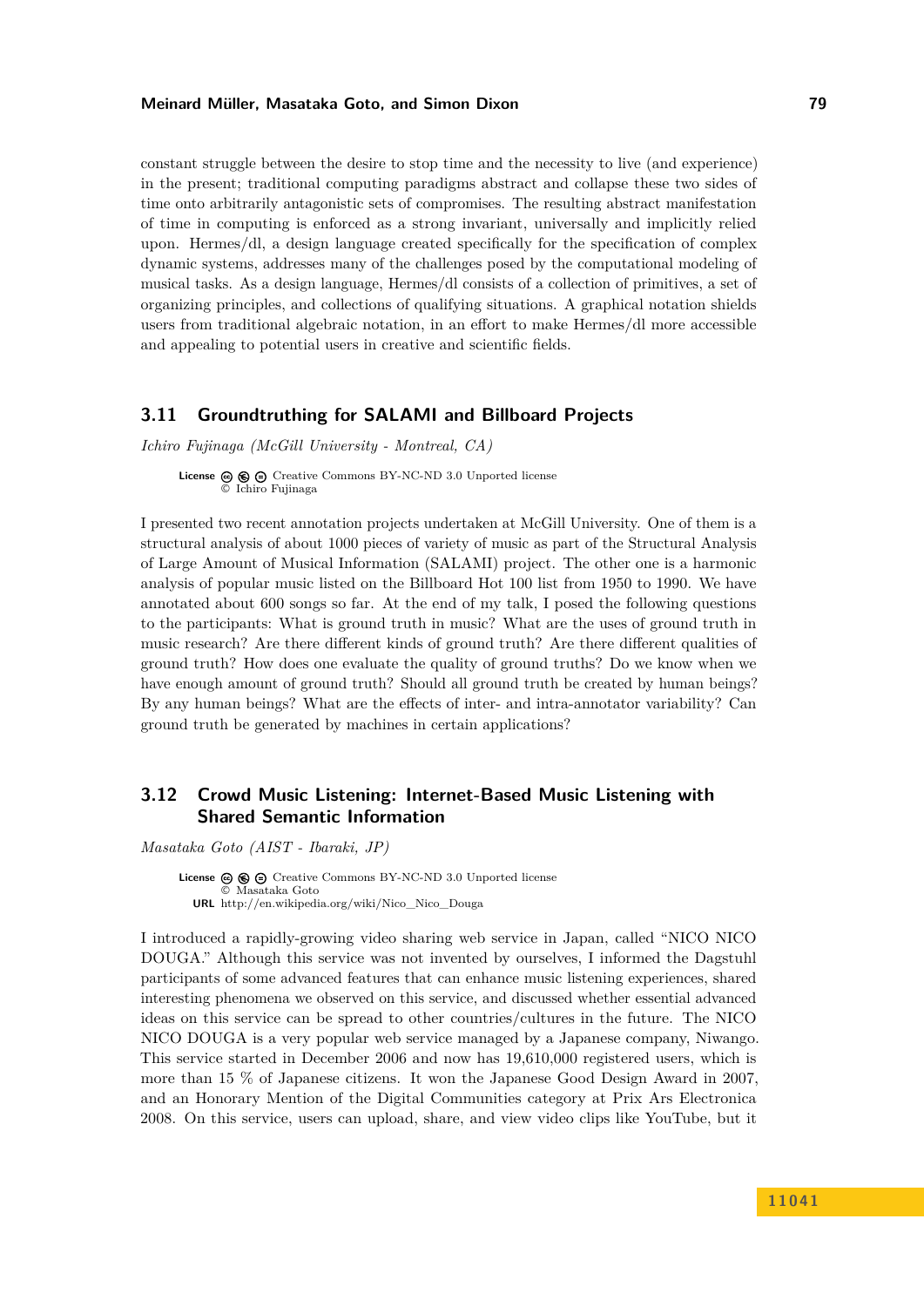constant struggle between the desire to stop time and the necessity to live (and experience) in the present; traditional computing paradigms abstract and collapse these two sides of time onto arbitrarily antagonistic sets of compromises. The resulting abstract manifestation of time in computing is enforced as a strong invariant, universally and implicitly relied upon. Hermes/dl, a design language created specifically for the specification of complex dynamic systems, addresses many of the challenges posed by the computational modeling of musical tasks. As a design language, Hermes/dl consists of a collection of primitives, a set of organizing principles, and collections of qualifying situations. A graphical notation shields users from traditional algebraic notation, in an effort to make Hermes/dl more accessible and appealing to potential users in creative and scientific fields.

## 3.11 Groundtruthing for SALAMI and Billboard Projects

*Ichiro Fujinaga (McGill University - Montreal, CA)*

**License** Creative Commons BY-NC-ND 3.0 Unported license
© Ichiro Fujinaga

I presented two recent annotation projects undertaken at McGill University. One of them is a structural analysis of about 1000 pieces of variety of music as part of the Structural Analysis of Large Amount of Musical Information (SALAMI) project. The other one is a harmonic analysis of popular music listed on the Billboard Hot 100 list from 1950 to 1990. We have annotated about 600 songs so far. At the end of my talk, I posed the following questions to the participants: What is ground truth in music? What are the uses of ground truth in music research? Are there different kinds of ground truth? Are there different qualities of ground truth? How does one evaluate the quality of ground truths? Do we know when we have enough amount of ground truth? Should all ground truth be created by human beings? By any human beings? What are the effects of inter- and intra-annotator variability? Can ground truth be generated by machines in certain applications?

## 3.12 Crowd Music Listening: Internet-Based Music Listening with Shared Semantic Information

*Masataka Goto (AIST - Ibaraki, JP)*

**License** Creative Commons BY-NC-ND 3.0 Unported license
© Masataka Goto
**URL** http://en.wikipedia.org/wiki/Nico_Nico_Douga

I introduced a rapidly-growing video sharing web service in Japan, called "NICO NICO DOUGA." Although this service was not invented by ourselves, I informed the Dagstuhl participants of some advanced features that can enhance music listening experiences, shared interesting phenomena we observed on this service, and discussed whether essential advanced ideas on this service can be spread to other countries/cultures in the future. The NICO NICO DOUGA is a very popular web service managed by a Japanese company, Niwango. This service started in December 2006 and now has 19,610,000 registered users, which is more than 15 % of Japanese citizens. It won the Japanese Good Design Award in 2007, and an Honorary Mention of the Digital Communities category at Prix Ars Electronica 2008. On this service, users can upload, share, and view video clips like YouTube, but it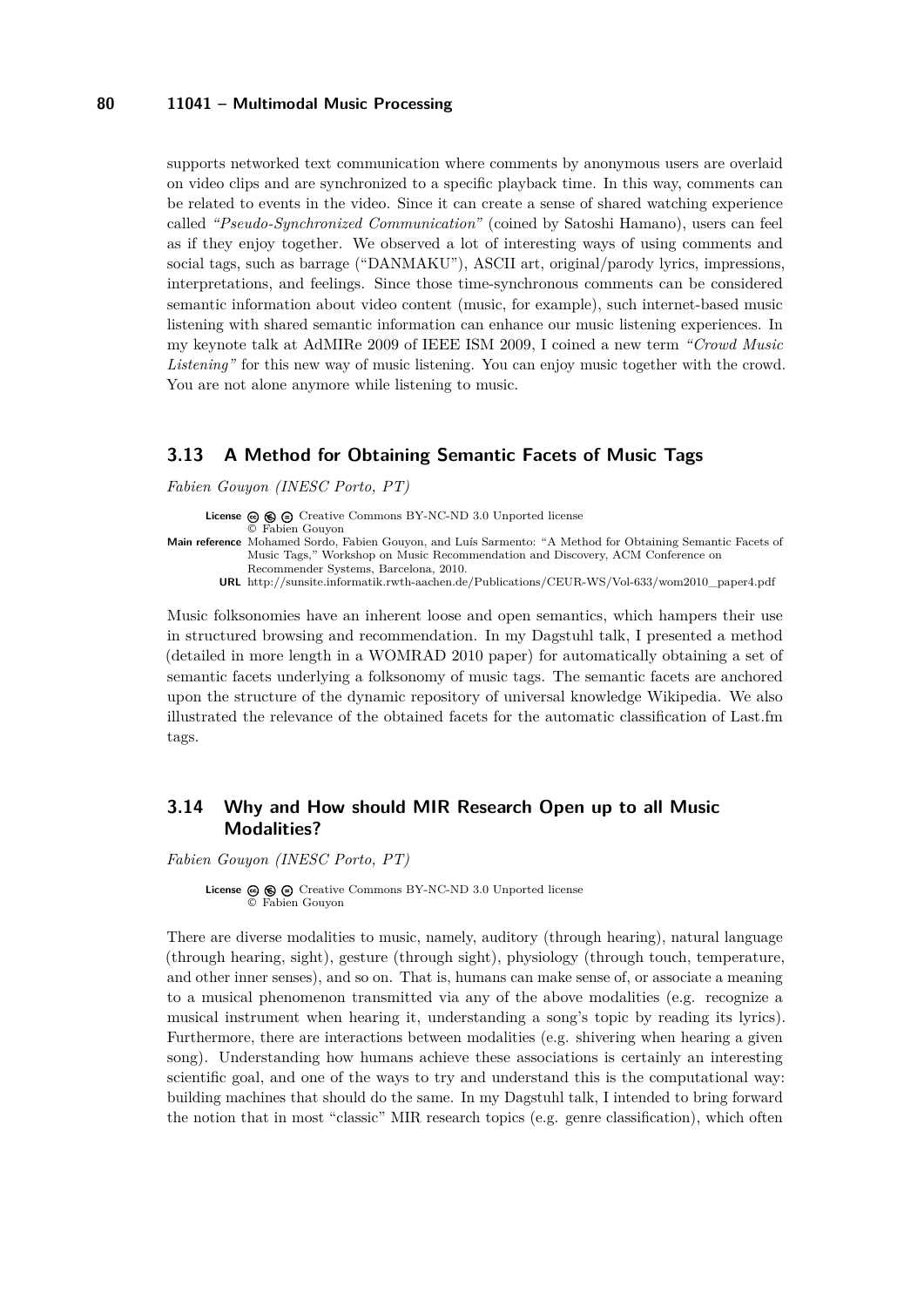supports networked text communication where comments by anonymous users are overlaid on video clips and are synchronized to a specific playback time. In this way, comments can be related to events in the video. Since it can create a sense of shared watching experience called *"Pseudo-Synchronized Communication"* (coined by Satoshi Hamano), users can feel as if they enjoy together. We observed a lot of interesting ways of using comments and social tags, such as barrage ("DANMAKU"), ASCII art, original/parody lyrics, impressions, interpretations, and feelings. Since those time-synchronous comments can be considered semantic information about video content (music, for example), such internet-based music listening with shared semantic information can enhance our music listening experiences. In my keynote talk at AdMIRe 2009 of IEEE ISM 2009, I coined a new term *"Crowd Music Listening"* for this new way of music listening. You can enjoy music together with the crowd. You are not alone anymore while listening to music.

## 3.13 A Method for Obtaining Semantic Facets of Music Tags

*Fabien Gouyon (INESC Porto, PT)*

**License** Creative Commons BY-NC-ND 3.0 Unported license
© Fabien Gouyon
**Main reference** Mohamed Sordo, Fabien Gouyon, and Luís Sarmento: "A Method for Obtaining Semantic Facets of Music Tags," Workshop on Music Recommendation and Discovery, ACM Conference on Recommender Systems, Barcelona, 2010.
**URL** http://sunsite.informatik.rwth-aachen.de/Publications/CEUR-WS/Vol-633/wom2010_paper4.pdf

Music folksonomies have an inherent loose and open semantics, which hampers their use in structured browsing and recommendation. In my Dagstuhl talk, I presented a method (detailed in more length in a WOMRAD 2010 paper) for automatically obtaining a set of semantic facets underlying a folksonomy of music tags. The semantic facets are anchored upon the structure of the dynamic repository of universal knowledge Wikipedia. We also illustrated the relevance of the obtained facets for the automatic classification of Last.fm tags.

## 3.14 Why and How should MIR Research Open up to all Music Modalities?

*Fabien Gouyon (INESC Porto, PT)*

**License** Creative Commons BY-NC-ND 3.0 Unported license
© Fabien Gouyon

There are diverse modalities to music, namely, auditory (through hearing), natural language (through hearing, sight), gesture (through sight), physiology (through touch, temperature, and other inner senses), and so on. That is, humans can make sense of, or associate a meaning to a musical phenomenon transmitted via any of the above modalities (e.g. recognize a musical instrument when hearing it, understanding a song's topic by reading its lyrics). Furthermore, there are interactions between modalities (e.g. shivering when hearing a given song). Understanding how humans achieve these associations is certainly an interesting scientific goal, and one of the ways to try and understand this is the computational way: building machines that should do the same. In my Dagstuhl talk, I intended to bring forward the notion that in most "classic" MIR research topics (e.g. genre classification), which often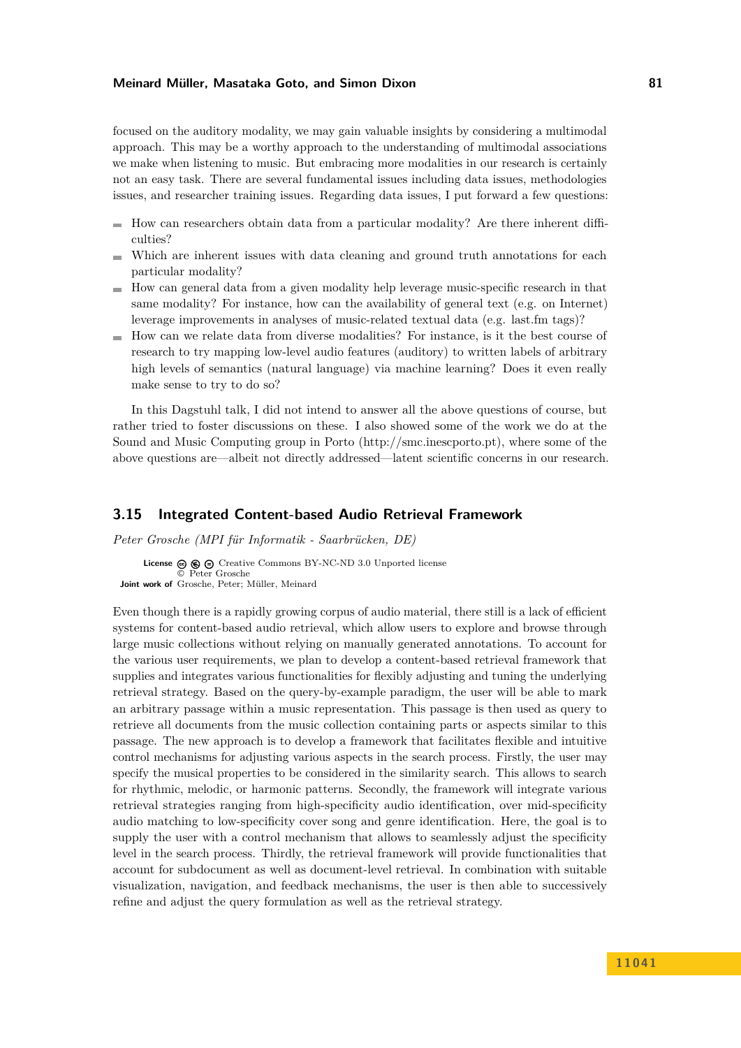focused on the auditory modality, we may gain valuable insights by considering a multimodal approach. This may be a worthy approach to the understanding of multimodal associations we make when listening to music. But embracing more modalities in our research is certainly not an easy task. There are several fundamental issues including data issues, methodologies issues, and researcher training issues. Regarding data issues, I put forward a few questions:

- How can researchers obtain data from a particular modality? Are there inherent difficulties?
- Which are inherent issues with data cleaning and ground truth annotations for each particular modality?
- How can general data from a given modality help leverage music-specific research in that same modality? For instance, how can the availability of general text (e.g. on Internet) leverage improvements in analyses of music-related textual data (e.g. last.fm tags)?
- How can we relate data from diverse modalities? For instance, is it the best course of research to try mapping low-level audio features (auditory) to written labels of arbitrary high levels of semantics (natural language) via machine learning? Does it even really make sense to try to do so?

In this Dagstuhl talk, I did not intend to answer all the above questions of course, but rather tried to foster discussions on these. I also showed some of the work we do at the Sound and Music Computing group in Porto (http://smc.inescporto.pt), where some of the above questions are—albeit not directly addressed—latent scientific concerns in our research.

## 3.15 Integrated Content-based Audio Retrieval Framework

*Peter Grosche (MPI für Informatik - Saarbrücken, DE)*

**License** Creative Commons BY-NC-ND 3.0 Unported license
© Peter Grosche
**Joint work of** Grosche, Peter; Müller, Meinard

Even though there is a rapidly growing corpus of audio material, there still is a lack of efficient systems for content-based audio retrieval, which allow users to explore and browse through large music collections without relying on manually generated annotations. To account for the various user requirements, we plan to develop a content-based retrieval framework that supplies and integrates various functionalities for flexibly adjusting and tuning the underlying retrieval strategy. Based on the query-by-example paradigm, the user will be able to mark an arbitrary passage within a music representation. This passage is then used as query to retrieve all documents from the music collection containing parts or aspects similar to this passage. The new approach is to develop a framework that facilitates flexible and intuitive control mechanisms for adjusting various aspects in the search process. Firstly, the user may specify the musical properties to be considered in the similarity search. This allows to search for rhythmic, melodic, or harmonic patterns. Secondly, the framework will integrate various retrieval strategies ranging from high-specificity audio identification, over mid-specificity audio matching to low-specificity cover song and genre identification. Here, the goal is to supply the user with a control mechanism that allows to seamlessly adjust the specificity level in the search process. Thirdly, the retrieval framework will provide functionalities that account for subdocument as well as document-level retrieval. In combination with suitable visualization, navigation, and feedback mechanisms, the user is then able to successively refine and adjust the query formulation as well as the retrieval strategy.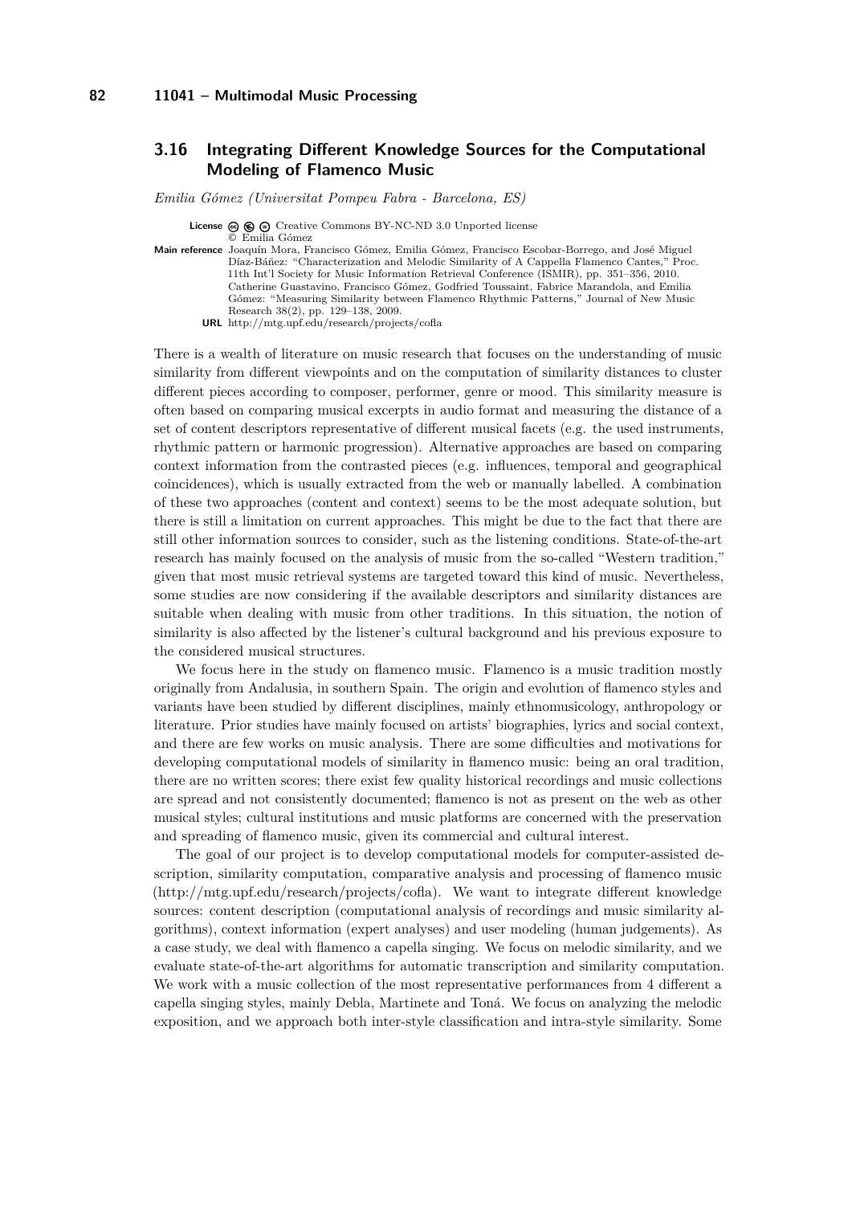## 3.16 Integrating Different Knowledge Sources for the Computational Modeling of Flamenco Music

*Emilia Gómez (Universitat Pompeu Fabra - Barcelona, ES)*

**License** Creative Commons BY-NC-ND 3.0 Unported license
© Emilia Gómez

**Main reference** Joaquín Mora, Francisco Gómez, Emilia Gómez, Francisco Escobar-Borrego, and José Miguel Díaz-Báñez: "Characterization and Melodic Similarity of A Cappella Flamenco Cantes," Proc. 11th Int'l Society for Music Information Retrieval Conference (ISMIR), pp. 351–356, 2010. Catherine Guastavino, Francisco Gómez, Godfried Toussaint, Fabrice Marandola, and Emilia Gómez: "Measuring Similarity between Flamenco Rhythmic Patterns," Journal of New Music Research 38(2), pp. 129–138, 2009.

**URL** http://mtg.upf.edu/research/projects/cofla

There is a wealth of literature on music research that focuses on the understanding of music similarity from different viewpoints and on the computation of similarity distances to cluster different pieces according to composer, performer, genre or mood. This similarity measure is often based on comparing musical excerpts in audio format and measuring the distance of a set of content descriptors representative of different musical facets (e.g. the used instruments, rhythmic pattern or harmonic progression). Alternative approaches are based on comparing context information from the contrasted pieces (e.g. influences, temporal and geographical coincidences), which is usually extracted from the web or manually labelled. A combination of these two approaches (content and context) seems to be the most adequate solution, but there is still a limitation on current approaches. This might be due to the fact that there are still other information sources to consider, such as the listening conditions. State-of-the-art research has mainly focused on the analysis of music from the so-called "Western tradition," given that most music retrieval systems are targeted toward this kind of music. Nevertheless, some studies are now considering if the available descriptors and similarity distances are suitable when dealing with music from other traditions. In this situation, the notion of similarity is also affected by the listener's cultural background and his previous exposure to the considered musical structures.

We focus here in the study on flamenco music. Flamenco is a music tradition mostly originally from Andalusia, in southern Spain. The origin and evolution of flamenco styles and variants have been studied by different disciplines, mainly ethnomusicology, anthropology or literature. Prior studies have mainly focused on artists' biographies, lyrics and social context, and there are few works on music analysis. There are some difficulties and motivations for developing computational models of similarity in flamenco music: being an oral tradition, there are no written scores; there exist few quality historical recordings and music collections are spread and not consistently documented; flamenco is not as present on the web as other musical styles; cultural institutions and music platforms are concerned with the preservation and spreading of flamenco music, given its commercial and cultural interest.

The goal of our project is to develop computational models for computer-assisted description, similarity computation, comparative analysis and processing of flamenco music (http://mtg.upf.edu/research/projects/cofla). We want to integrate different knowledge sources: content description (computational analysis of recordings and music similarity algorithms), context information (expert analyses) and user modeling (human judgements). As a case study, we deal with flamenco a capella singing. We focus on melodic similarity, and we evaluate state-of-the-art algorithms for automatic transcription and similarity computation. We work with a music collection of the most representative performances from 4 different a capella singing styles, mainly Debla, Martinete and Toná. We focus on analyzing the melodic exposition, and we approach both inter-style classification and intra-style similarity. Some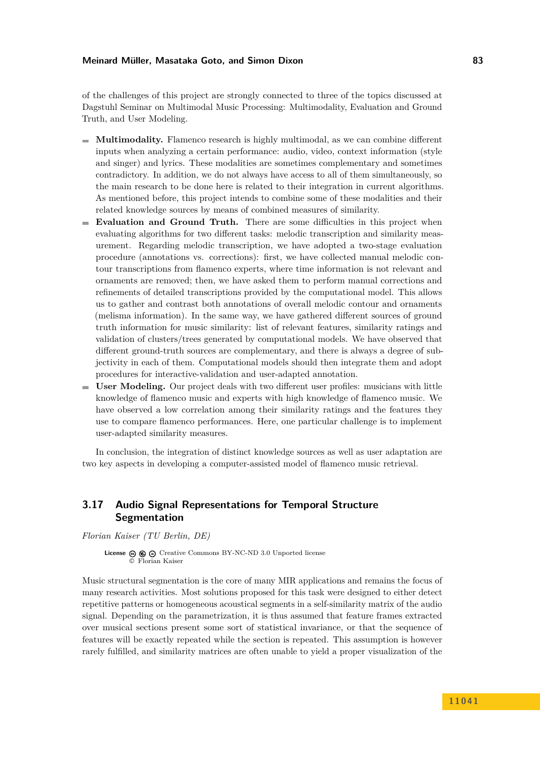of the challenges of this project are strongly connected to three of the topics discussed at Dagstuhl Seminar on Multimodal Music Processing: Multimodality, Evaluation and Ground Truth, and User Modeling.

- **Multimodality.** Flamenco research is highly multimodal, as we can combine different inputs when analyzing a certain performance: audio, video, context information (style and singer) and lyrics. These modalities are sometimes complementary and sometimes contradictory. In addition, we do not always have access to all of them simultaneously, so the main research to be done here is related to their integration in current algorithms. As mentioned before, this project intends to combine some of these modalities and their related knowledge sources by means of combined measures of similarity.
- **Evaluation and Ground Truth.** There are some difficulties in this project when evaluating algorithms for two different tasks: melodic transcription and similarity measurement. Regarding melodic transcription, we have adopted a two-stage evaluation procedure (annotations vs. corrections): first, we have collected manual melodic contour transcriptions from flamenco experts, where time information is not relevant and ornaments are removed; then, we have asked them to perform manual corrections and refinements of detailed transcriptions provided by the computational model. This allows us to gather and contrast both annotations of overall melodic contour and ornaments (melisma information). In the same way, we have gathered different sources of ground truth information for music similarity: list of relevant features, similarity ratings and validation of clusters/trees generated by computational models. We have observed that different ground-truth sources are complementary, and there is always a degree of subjectivity in each of them. Computational models should then integrate them and adopt procedures for interactive-validation and user-adapted annotation.
- **User Modeling.** Our project deals with two different user profiles: musicians with little knowledge of flamenco music and experts with high knowledge of flamenco music. We have observed a low correlation among their similarity ratings and the features they use to compare flamenco performances. Here, one particular challenge is to implement user-adapted similarity measures.

In conclusion, the integration of distinct knowledge sources as well as user adaptation are two key aspects in developing a computer-assisted model of flamenco music retrieval.

## 3.17 Audio Signal Representations for Temporal Structure Segmentation

*Florian Kaiser (TU Berlin, DE)*

License Creative Commons BY-NC-ND 3.0 Unported license
© Florian Kaiser

Music structural segmentation is the core of many MIR applications and remains the focus of many research activities. Most solutions proposed for this task were designed to either detect repetitive patterns or homogeneous acoustical segments in a self-similarity matrix of the audio signal. Depending on the parametrization, it is thus assumed that feature frames extracted over musical sections present some sort of statistical invariance, or that the sequence of features will be exactly repeated while the section is repeated. This assumption is however rarely fulfilled, and similarity matrices are often unable to yield a proper visualization of the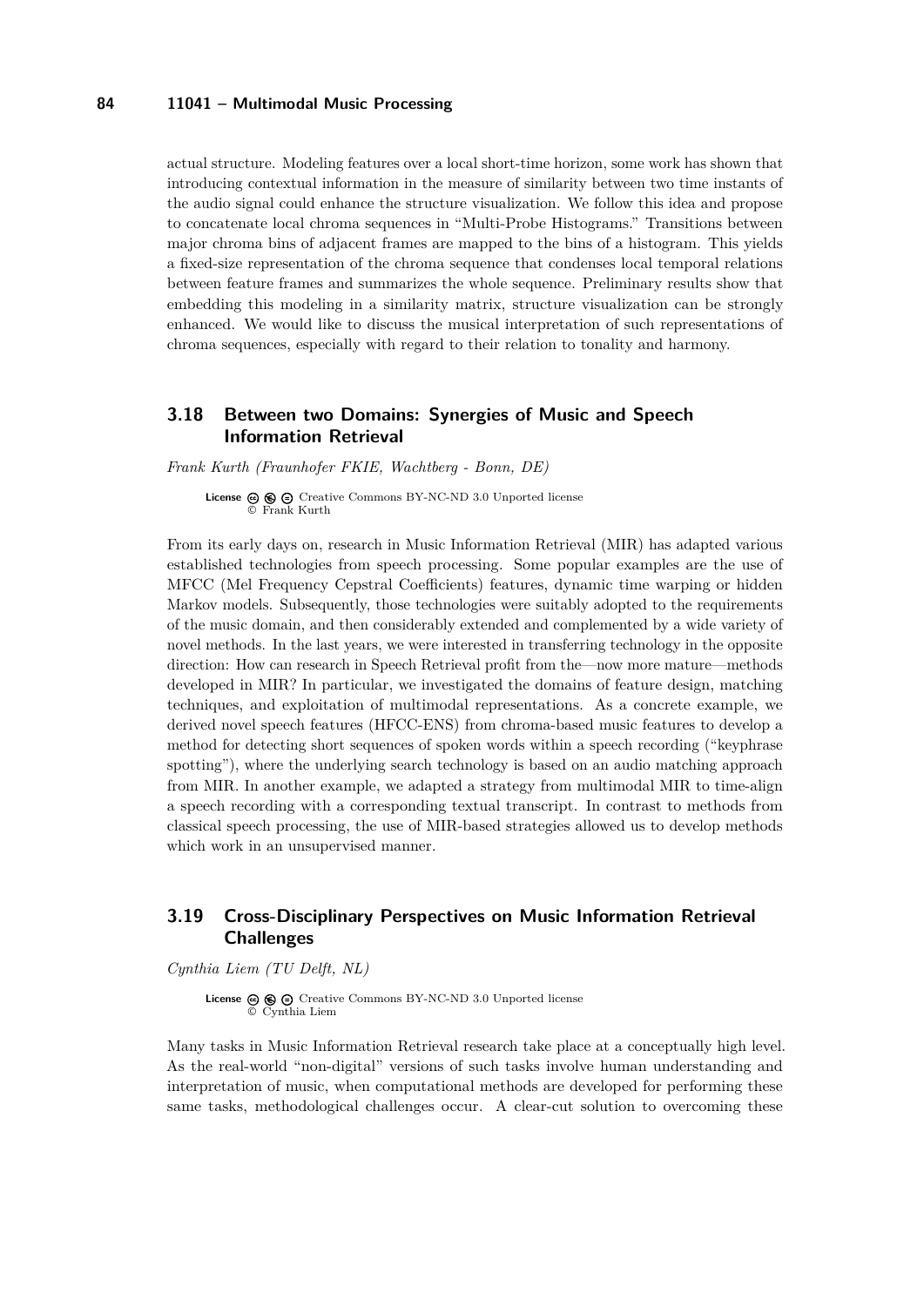actual structure. Modeling features over a local short-time horizon, some work has shown that introducing contextual information in the measure of similarity between two time instants of the audio signal could enhance the structure visualization. We follow this idea and propose to concatenate local chroma sequences in "Multi-Probe Histograms." Transitions between major chroma bins of adjacent frames are mapped to the bins of a histogram. This yields a fixed-size representation of the chroma sequence that condenses local temporal relations between feature frames and summarizes the whole sequence. Preliminary results show that embedding this modeling in a similarity matrix, structure visualization can be strongly enhanced. We would like to discuss the musical interpretation of such representations of chroma sequences, especially with regard to their relation to tonality and harmony.

## 3.18 Between two Domains: Synergies of Music and Speech Information Retrieval

*Frank Kurth (Fraunhofer FKIE, Wachtberg - Bonn, DE)*

**License** Creative Commons BY-NC-ND 3.0 Unported license
© Frank Kurth

From its early days on, research in Music Information Retrieval (MIR) has adapted various established technologies from speech processing. Some popular examples are the use of MFCC (Mel Frequency Cepstral Coefficients) features, dynamic time warping or hidden Markov models. Subsequently, those technologies were suitably adopted to the requirements of the music domain, and then considerably extended and complemented by a wide variety of novel methods. In the last years, we were interested in transferring technology in the opposite direction: How can research in Speech Retrieval profit from the—now more mature—methods developed in MIR? In particular, we investigated the domains of feature design, matching techniques, and exploitation of multimodal representations. As a concrete example, we derived novel speech features (HFCC-ENS) from chroma-based music features to develop a method for detecting short sequences of spoken words within a speech recording ("keyphrase spotting"), where the underlying search technology is based on an audio matching approach from MIR. In another example, we adapted a strategy from multimodal MIR to time-align a speech recording with a corresponding textual transcript. In contrast to methods from classical speech processing, the use of MIR-based strategies allowed us to develop methods which work in an unsupervised manner.

## 3.19 Cross-Disciplinary Perspectives on Music Information Retrieval Challenges

*Cynthia Liem (TU Delft, NL)*

**License** Creative Commons BY-NC-ND 3.0 Unported license
© Cynthia Liem

Many tasks in Music Information Retrieval research take place at a conceptually high level. As the real-world "non-digital" versions of such tasks involve human understanding and interpretation of music, when computational methods are developed for performing these same tasks, methodological challenges occur. A clear-cut solution to overcoming these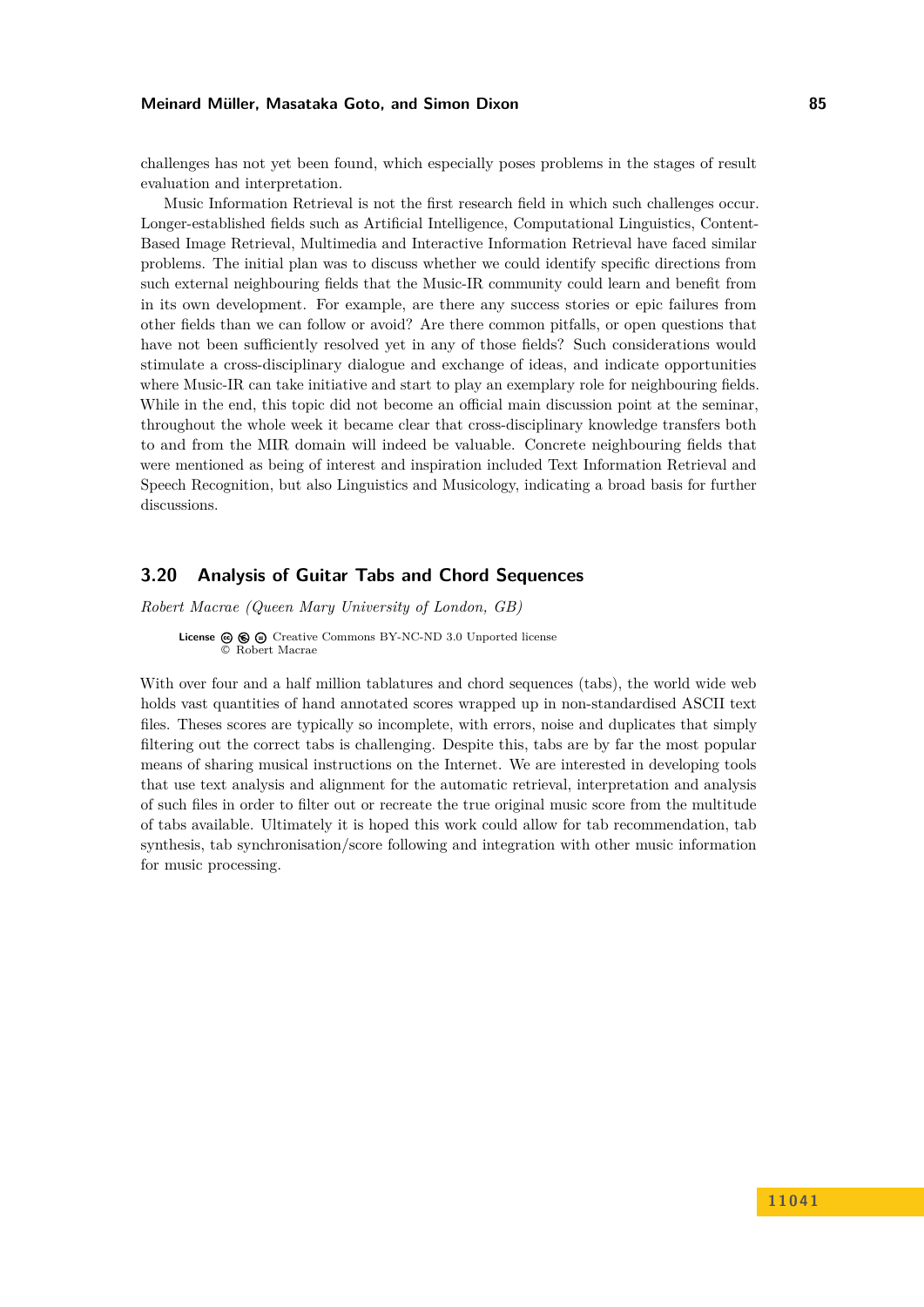challenges has not yet been found, which especially poses problems in the stages of result evaluation and interpretation.

Music Information Retrieval is not the first research field in which such challenges occur. Longer-established fields such as Artificial Intelligence, Computational Linguistics, Content-Based Image Retrieval, Multimedia and Interactive Information Retrieval have faced similar problems. The initial plan was to discuss whether we could identify specific directions from such external neighbouring fields that the Music-IR community could learn and benefit from in its own development. For example, are there any success stories or epic failures from other fields than we can follow or avoid? Are there common pitfalls, or open questions that have not been sufficiently resolved yet in any of those fields? Such considerations would stimulate a cross-disciplinary dialogue and exchange of ideas, and indicate opportunities where Music-IR can take initiative and start to play an exemplary role for neighbouring fields. While in the end, this topic did not become an official main discussion point at the seminar, throughout the whole week it became clear that cross-disciplinary knowledge transfers both to and from the MIR domain will indeed be valuable. Concrete neighbouring fields that were mentioned as being of interest and inspiration included Text Information Retrieval and Speech Recognition, but also Linguistics and Musicology, indicating a broad basis for further discussions.

## 3.20 Analysis of Guitar Tabs and Chord Sequences

*Robert Macrae (Queen Mary University of London, GB)*

**License** Creative Commons BY-NC-ND 3.0 Unported license
© Robert Macrae

With over four and a half million tablatures and chord sequences (tabs), the world wide web holds vast quantities of hand annotated scores wrapped up in non-standardised ASCII text files. Theses scores are typically so incomplete, with errors, noise and duplicates that simply filtering out the correct tabs is challenging. Despite this, tabs are by far the most popular means of sharing musical instructions on the Internet. We are interested in developing tools that use text analysis and alignment for the automatic retrieval, interpretation and analysis of such files in order to filter out or recreate the true original music score from the multitude of tabs available. Ultimately it is hoped this work could allow for tab recommendation, tab synthesis, tab synchronisation/score following and integration with other music information for music processing.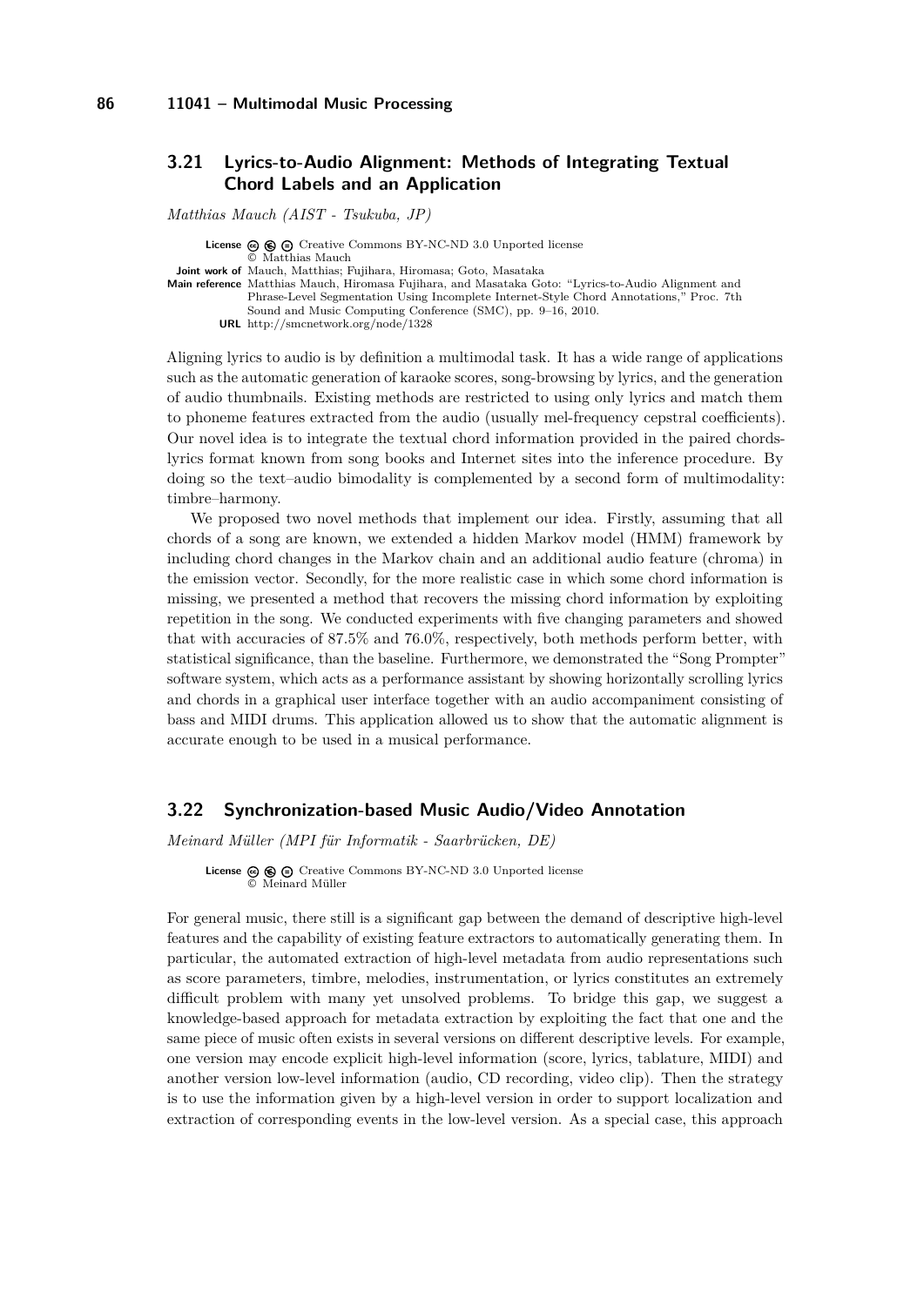### 3.21 Lyrics-to-Audio Alignment: Methods of Integrating Textual Chord Labels and an Application

*Matthias Mauch (AIST - Tsukuba, JP)*

**License** Creative Commons BY-NC-ND 3.0 Unported license
© Matthias Mauch
**Joint work of** Mauch, Matthias; Fujihara, Hiromasa; Goto, Masataka
**Main reference** Matthias Mauch, Hiromasa Fujihara, and Masataka Goto: "Lyrics-to-Audio Alignment and Phrase-Level Segmentation Using Incomplete Internet-Style Chord Annotations," Proc. 7th Sound and Music Computing Conference (SMC), pp. 9–16, 2010.
**URL** http://smcnetwork.org/node/1328

Aligning lyrics to audio is by definition a multimodal task. It has a wide range of applications such as the automatic generation of karaoke scores, song-browsing by lyrics, and the generation of audio thumbnails. Existing methods are restricted to using only lyrics and match them to phoneme features extracted from the audio (usually mel-frequency cepstral coefficients). Our novel idea is to integrate the textual chord information provided in the paired chords-lyrics format known from song books and Internet sites into the inference procedure. By doing so the text–audio bimodality is complemented by a second form of multimodality: timbre–harmony.

We proposed two novel methods that implement our idea. Firstly, assuming that all chords of a song are known, we extended a hidden Markov model (HMM) framework by including chord changes in the Markov chain and an additional audio feature (chroma) in the emission vector. Secondly, for the more realistic case in which some chord information is missing, we presented a method that recovers the missing chord information by exploiting repetition in the song. We conducted experiments with five changing parameters and showed that with accuracies of 87.5% and 76.0%, respectively, both methods perform better, with statistical significance, than the baseline. Furthermore, we demonstrated the "Song Prompter" software system, which acts as a performance assistant by showing horizontally scrolling lyrics and chords in a graphical user interface together with an audio accompaniment consisting of bass and MIDI drums. This application allowed us to show that the automatic alignment is accurate enough to be used in a musical performance.

### 3.22 Synchronization-based Music Audio/Video Annotation

*Meinard Müller (MPI für Informatik - Saarbrücken, DE)*

**License** Creative Commons BY-NC-ND 3.0 Unported license
© Meinard Müller

For general music, there still is a significant gap between the demand of descriptive high-level features and the capability of existing feature extractors to automatically generating them. In particular, the automated extraction of high-level metadata from audio representations such as score parameters, timbre, melodies, instrumentation, or lyrics constitutes an extremely difficult problem with many yet unsolved problems. To bridge this gap, we suggest a knowledge-based approach for metadata extraction by exploiting the fact that one and the same piece of music often exists in several versions on different descriptive levels. For example, one version may encode explicit high-level information (score, lyrics, tablature, MIDI) and another version low-level information (audio, CD recording, video clip). Then the strategy is to use the information given by a high-level version in order to support localization and extraction of corresponding events in the low-level version. As a special case, this approach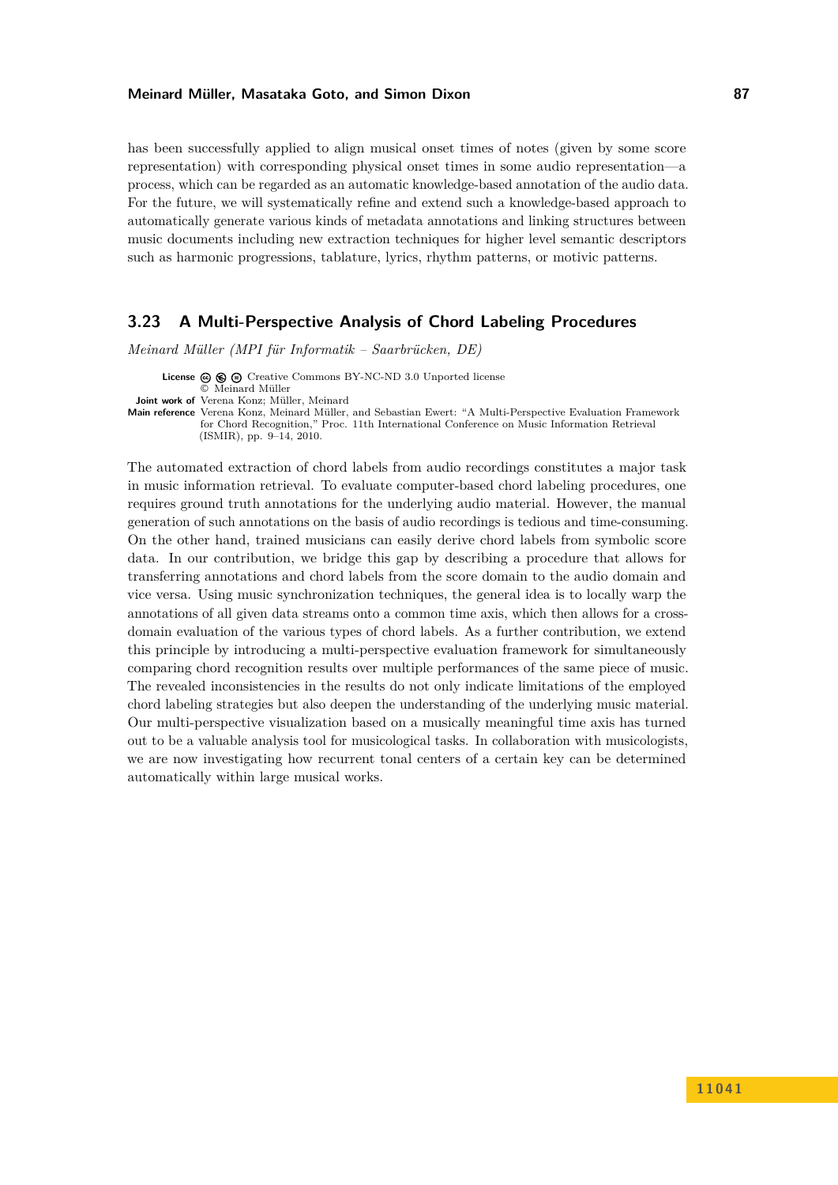has been successfully applied to align musical onset times of notes (given by some score representation) with corresponding physical onset times in some audio representation—a process, which can be regarded as an automatic knowledge-based annotation of the audio data. For the future, we will systematically refine and extend such a knowledge-based approach to automatically generate various kinds of metadata annotations and linking structures between music documents including new extraction techniques for higher level semantic descriptors such as harmonic progressions, tablature, lyrics, rhythm patterns, or motivic patterns.

### 3.23 A Multi-Perspective Analysis of Chord Labeling Procedures

*Meinard Müller (MPI für Informatik – Saarbrücken, DE)*

**License** Creative Commons BY-NC-ND 3.0 Unported license
© Meinard Müller
**Joint work of** Verena Konz; Müller, Meinard
**Main reference** Verena Konz, Meinard Müller, and Sebastian Ewert: "A Multi-Perspective Evaluation Framework for Chord Recognition," Proc. 11th International Conference on Music Information Retrieval (ISMIR), pp. 9–14, 2010.

The automated extraction of chord labels from audio recordings constitutes a major task in music information retrieval. To evaluate computer-based chord labeling procedures, one requires ground truth annotations for the underlying audio material. However, the manual generation of such annotations on the basis of audio recordings is tedious and time-consuming. On the other hand, trained musicians can easily derive chord labels from symbolic score data. In our contribution, we bridge this gap by describing a procedure that allows for transferring annotations and chord labels from the score domain to the audio domain and vice versa. Using music synchronization techniques, the general idea is to locally warp the annotations of all given data streams onto a common time axis, which then allows for a cross-domain evaluation of the various types of chord labels. As a further contribution, we extend this principle by introducing a multi-perspective evaluation framework for simultaneously comparing chord recognition results over multiple performances of the same piece of music. The revealed inconsistencies in the results do not only indicate limitations of the employed chord labeling strategies but also deepen the understanding of the underlying music material. Our multi-perspective visualization based on a musically meaningful time axis has turned out to be a valuable analysis tool for musicological tasks. In collaboration with musicologists, we are now investigating how recurrent tonal centers of a certain key can be determined automatically within large musical works.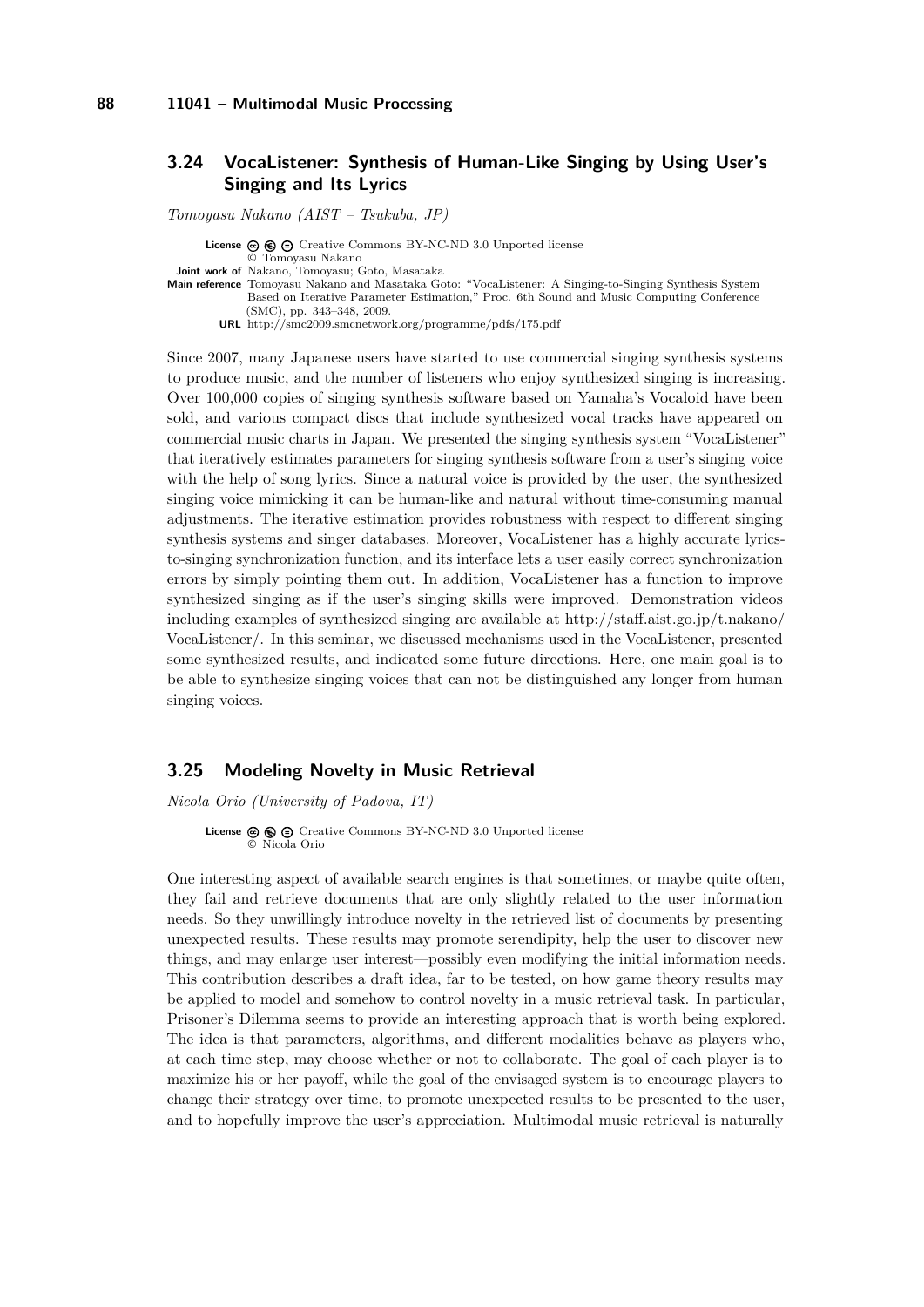## 3.24 VocaListener: Synthesis of Human-Like Singing by Using User's Singing and Its Lyrics

*Tomoyasu Nakano (AIST – Tsukuba, JP)*

**License** Creative Commons BY-NC-ND 3.0 Unported license
© Tomoyasu Nakano
**Joint work of** Nakano, Tomoyasu; Goto, Masataka
**Main reference** Tomoyasu Nakano and Masataka Goto: "VocaListener: A Singing-to-Singing Synthesis System Based on Iterative Parameter Estimation," Proc. 6th Sound and Music Computing Conference (SMC), pp. 343–348, 2009.
**URL** http://smc2009.smcnetwork.org/programme/pdfs/175.pdf

Since 2007, many Japanese users have started to use commercial singing synthesis systems to produce music, and the number of listeners who enjoy synthesized singing is increasing. Over 100,000 copies of singing synthesis software based on Yamaha's Vocaloid have been sold, and various compact discs that include synthesized vocal tracks have appeared on commercial music charts in Japan. We presented the singing synthesis system "VocaListener" that iteratively estimates parameters for singing synthesis software from a user's singing voice with the help of song lyrics. Since a natural voice is provided by the user, the synthesized singing voice mimicking it can be human-like and natural without time-consuming manual adjustments. The iterative estimation provides robustness with respect to different singing synthesis systems and singer databases. Moreover, VocaListener has a highly accurate lyrics-to-singing synchronization function, and its interface lets a user easily correct synchronization errors by simply pointing them out. In addition, VocaListener has a function to improve synthesized singing as if the user's singing skills were improved. Demonstration videos including examples of synthesized singing are available at http://staff.aist.go.jp/t.nakano/VocaListener/. In this seminar, we discussed mechanisms used in the VocaListener, presented some synthesized results, and indicated some future directions. Here, one main goal is to be able to synthesize singing voices that can not be distinguished any longer from human singing voices.

## 3.25 Modeling Novelty in Music Retrieval

*Nicola Orio (University of Padova, IT)*

**License** Creative Commons BY-NC-ND 3.0 Unported license
© Nicola Orio

One interesting aspect of available search engines is that sometimes, or maybe quite often, they fail and retrieve documents that are only slightly related to the user information needs. So they unwillingly introduce novelty in the retrieved list of documents by presenting unexpected results. These results may promote serendipity, help the user to discover new things, and may enlarge user interest—possibly even modifying the initial information needs. This contribution describes a draft idea, far to be tested, on how game theory results may be applied to model and somehow to control novelty in a music retrieval task. In particular, Prisoner's Dilemma seems to provide an interesting approach that is worth being explored. The idea is that parameters, algorithms, and different modalities behave as players who, at each time step, may choose whether or not to collaborate. The goal of each player is to maximize his or her payoff, while the goal of the envisaged system is to encourage players to change their strategy over time, to promote unexpected results to be presented to the user, and to hopefully improve the user's appreciation. Multimodal music retrieval is naturally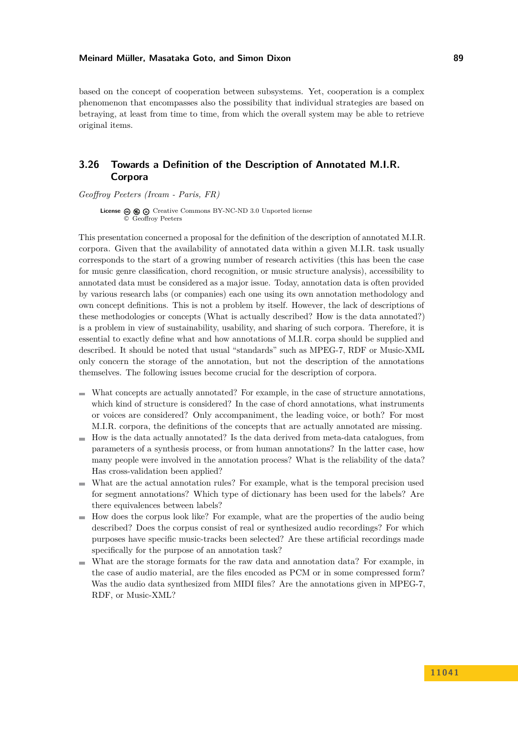based on the concept of cooperation between subsystems. Yet, cooperation is a complex phenomenon that encompasses also the possibility that individual strategies are based on betraying, at least from time to time, from which the overall system may be able to retrieve original items.

## 3.26 Towards a Definition of the Description of Annotated M.I.R. Corpora

*Geoffroy Peeters (Ircam - Paris, FR)*

**License** Creative Commons BY-NC-ND 3.0 Unported license
© Geoffroy Peeters

This presentation concerned a proposal for the definition of the description of annotated M.I.R. corpora. Given that the availability of annotated data within a given M.I.R. task usually corresponds to the start of a growing number of research activities (this has been the case for music genre classification, chord recognition, or music structure analysis), accessibility to annotated data must be considered as a major issue. Today, annotation data is often provided by various research labs (or companies) each one using its own annotation methodology and own concept definitions. This is not a problem by itself. However, the lack of descriptions of these methodologies or concepts (What is actually described? How is the data annotated?) is a problem in view of sustainability, usability, and sharing of such corpora. Therefore, it is essential to exactly define what and how annotations of M.I.R. corpa should be supplied and described. It should be noted that usual "standards" such as MPEG-7, RDF or Music-XML only concern the storage of the annotation, but not the description of the annotations themselves. The following issues become crucial for the description of corpora.

- What concepts are actually annotated? For example, in the case of structure annotations, which kind of structure is considered? In the case of chord annotations, what instruments or voices are considered? Only accompaniment, the leading voice, or both? For most M.I.R. corpora, the definitions of the concepts that are actually annotated are missing.
- How is the data actually annotated? Is the data derived from meta-data catalogues, from parameters of a synthesis process, or from human annotations? In the latter case, how many people were involved in the annotation process? What is the reliability of the data? Has cross-validation been applied?
- What are the actual annotation rules? For example, what is the temporal precision used for segment annotations? Which type of dictionary has been used for the labels? Are there equivalences between labels?
- How does the corpus look like? For example, what are the properties of the audio being described? Does the corpus consist of real or synthesized audio recordings? For which purposes have specific music-tracks been selected? Are these artificial recordings made specifically for the purpose of an annotation task?
- What are the storage formats for the raw data and annotation data? For example, in the case of audio material, are the files encoded as PCM or in some compressed form? Was the audio data synthesized from MIDI files? Are the annotations given in MPEG-7, RDF, or Music-XML?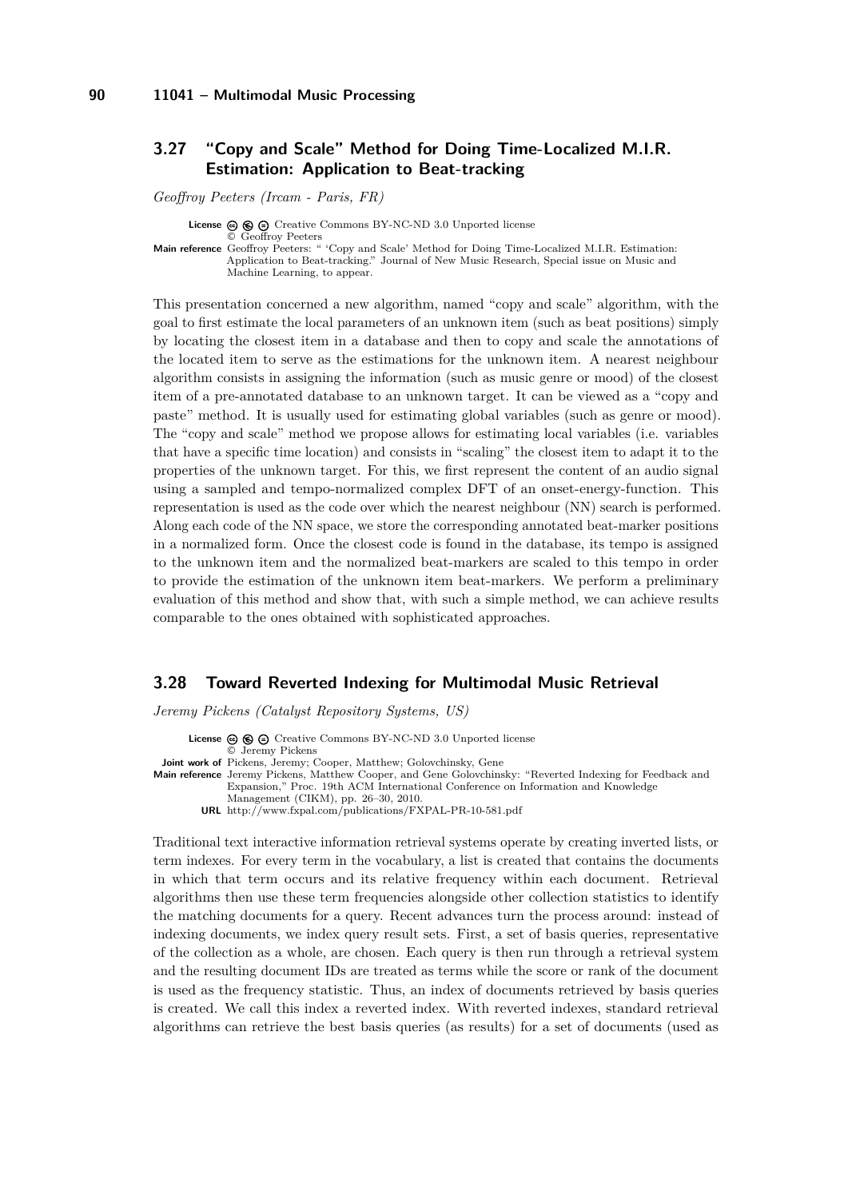## 3.27 "Copy and Scale" Method for Doing Time-Localized M.I.R. Estimation: Application to Beat-tracking

*Geoffroy Peeters (Ircam - Paris, FR)*

**License** Creative Commons BY-NC-ND 3.0 Unported license
© Geoffroy Peeters
**Main reference** Geoffroy Peeters: " 'Copy and Scale' Method for Doing Time-Localized M.I.R. Estimation: Application to Beat-tracking." Journal of New Music Research, Special issue on Music and Machine Learning, to appear.

This presentation concerned a new algorithm, named "copy and scale" algorithm, with the goal to first estimate the local parameters of an unknown item (such as beat positions) simply by locating the closest item in a database and then to copy and scale the annotations of the located item to serve as the estimations for the unknown item. A nearest neighbour algorithm consists in assigning the information (such as music genre or mood) of the closest item of a pre-annotated database to an unknown target. It can be viewed as a "copy and paste" method. It is usually used for estimating global variables (such as genre or mood). The "copy and scale" method we propose allows for estimating local variables (i.e. variables that have a specific time location) and consists in "scaling" the closest item to adapt it to the properties of the unknown target. For this, we first represent the content of an audio signal using a sampled and tempo-normalized complex DFT of an onset-energy-function. This representation is used as the code over which the nearest neighbour (NN) search is performed. Along each code of the NN space, we store the corresponding annotated beat-marker positions in a normalized form. Once the closest code is found in the database, its tempo is assigned to the unknown item and the normalized beat-markers are scaled to this tempo in order to provide the estimation of the unknown item beat-markers. We perform a preliminary evaluation of this method and show that, with such a simple method, we can achieve results comparable to the ones obtained with sophisticated approaches.

## 3.28 Toward Reverted Indexing for Multimodal Music Retrieval

*Jeremy Pickens (Catalyst Repository Systems, US)*

**License** Creative Commons BY-NC-ND 3.0 Unported license
© Jeremy Pickens
**Joint work of** Pickens, Jeremy; Cooper, Matthew; Golovchinsky, Gene
**Main reference** Jeremy Pickens, Matthew Cooper, and Gene Golovchinsky: "Reverted Indexing for Feedback and Expansion," Proc. 19th ACM International Conference on Information and Knowledge Management (CIKM), pp. 26–30, 2010.
**URL** http://www.fxpal.com/publications/FXPAL-PR-10-581.pdf

Traditional text interactive information retrieval systems operate by creating inverted lists, or term indexes. For every term in the vocabulary, a list is created that contains the documents in which that term occurs and its relative frequency within each document. Retrieval algorithms then use these term frequencies alongside other collection statistics to identify the matching documents for a query. Recent advances turn the process around: instead of indexing documents, we index query result sets. First, a set of basis queries, representative of the collection as a whole, are chosen. Each query is then run through a retrieval system and the resulting document IDs are treated as terms while the score or rank of the document is used as the frequency statistic. Thus, an index of documents retrieved by basis queries is created. We call this index a reverted index. With reverted indexes, standard retrieval algorithms can retrieve the best basis queries (as results) for a set of documents (used as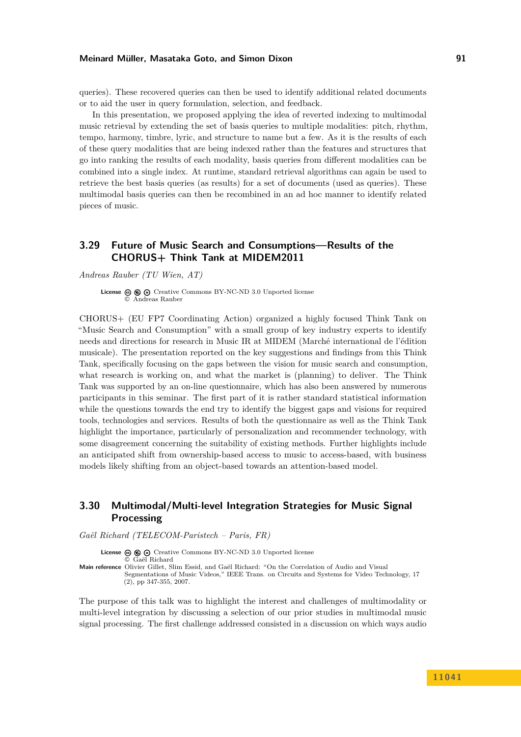queries). These recovered queries can then be used to identify additional related documents or to aid the user in query formulation, selection, and feedback.

In this presentation, we proposed applying the idea of reverted indexing to multimodal music retrieval by extending the set of basis queries to multiple modalities: pitch, rhythm, tempo, harmony, timbre, lyric, and structure to name but a few. As it is the results of each of these query modalities that are being indexed rather than the features and structures that go into ranking the results of each modality, basis queries from different modalities can be combined into a single index. At runtime, standard retrieval algorithms can again be used to retrieve the best basis queries (as results) for a set of documents (used as queries). These multimodal basis queries can then be recombined in an ad hoc manner to identify related pieces of music.

## 3.29 Future of Music Search and Consumptions—Results of the CHORUS+ Think Tank at MIDEM2011

*Andreas Rauber (TU Wien, AT)*

**License** Creative Commons BY-NC-ND 3.0 Unported license
© Andreas Rauber

CHORUS+ (EU FP7 Coordinating Action) organized a highly focused Think Tank on "Music Search and Consumption" with a small group of key industry experts to identify needs and directions for research in Music IR at MIDEM (Marché international de l'édition musicale). The presentation reported on the key suggestions and findings from this Think Tank, specifically focusing on the gaps between the vision for music search and consumption, what research is working on, and what the market is (planning) to deliver. The Think Tank was supported by an on-line questionnaire, which has also been answered by numerous participants in this seminar. The first part of it is rather standard statistical information while the questions towards the end try to identify the biggest gaps and visions for required tools, technologies and services. Results of both the questionnaire as well as the Think Tank highlight the importance, particularly of personalization and recommender technology, with some disagreement concerning the suitability of existing methods. Further highlights include an anticipated shift from ownership-based access to music to access-based, with business models likely shifting from an object-based towards an attention-based model.

## 3.30 Multimodal/Multi-level Integration Strategies for Music Signal Processing

*Gaël Richard (TELECOM-Paristech – Paris, FR)*

**License** Creative Commons BY-NC-ND 3.0 Unported license
© Gaël Richard

**Main reference** Olivier Gillet, Slim Essid, and Gaël Richard: "On the Correlation of Audio and Visual Segmentations of Music Videos," IEEE Trans. on Circuits and Systems for Video Technology, 17 (2), pp 347-355, 2007.

The purpose of this talk was to highlight the interest and challenges of multimodality or multi-level integration by discussing a selection of our prior studies in multimodal music signal processing. The first challenge addressed consisted in a discussion on which ways audio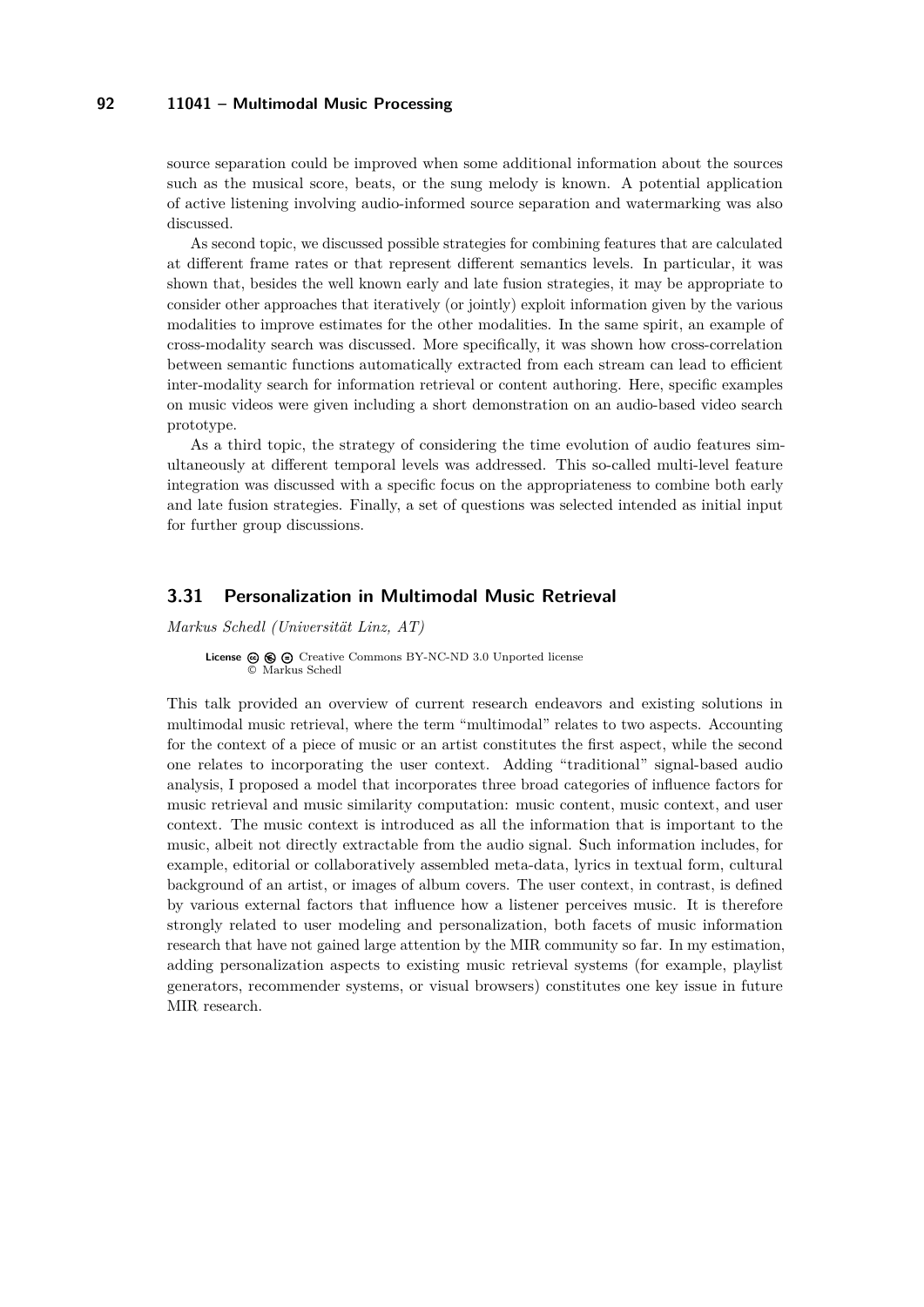source separation could be improved when some additional information about the sources such as the musical score, beats, or the sung melody is known. A potential application of active listening involving audio-informed source separation and watermarking was also discussed.

As second topic, we discussed possible strategies for combining features that are calculated at different frame rates or that represent different semantics levels. In particular, it was shown that, besides the well known early and late fusion strategies, it may be appropriate to consider other approaches that iteratively (or jointly) exploit information given by the various modalities to improve estimates for the other modalities. In the same spirit, an example of cross-modality search was discussed. More specifically, it was shown how cross-correlation between semantic functions automatically extracted from each stream can lead to efficient inter-modality search for information retrieval or content authoring. Here, specific examples on music videos were given including a short demonstration on an audio-based video search prototype.

As a third topic, the strategy of considering the time evolution of audio features simultaneously at different temporal levels was addressed. This so-called multi-level feature integration was discussed with a specific focus on the appropriateness to combine both early and late fusion strategies. Finally, a set of questions was selected intended as initial input for further group discussions.

## 3.31 Personalization in Multimodal Music Retrieval

*Markus Schedl (Universität Linz, AT)*

**License** Creative Commons BY-NC-ND 3.0 Unported license
© Markus Schedl

This talk provided an overview of current research endeavors and existing solutions in multimodal music retrieval, where the term "multimodal" relates to two aspects. Accounting for the context of a piece of music or an artist constitutes the first aspect, while the second one relates to incorporating the user context. Adding "traditional" signal-based audio analysis, I proposed a model that incorporates three broad categories of influence factors for music retrieval and music similarity computation: music content, music context, and user context. The music context is introduced as all the information that is important to the music, albeit not directly extractable from the audio signal. Such information includes, for example, editorial or collaboratively assembled meta-data, lyrics in textual form, cultural background of an artist, or images of album covers. The user context, in contrast, is defined by various external factors that influence how a listener perceives music. It is therefore strongly related to user modeling and personalization, both facets of music information research that have not gained large attention by the MIR community so far. In my estimation, adding personalization aspects to existing music retrieval systems (for example, playlist generators, recommender systems, or visual browsers) constitutes one key issue in future MIR research.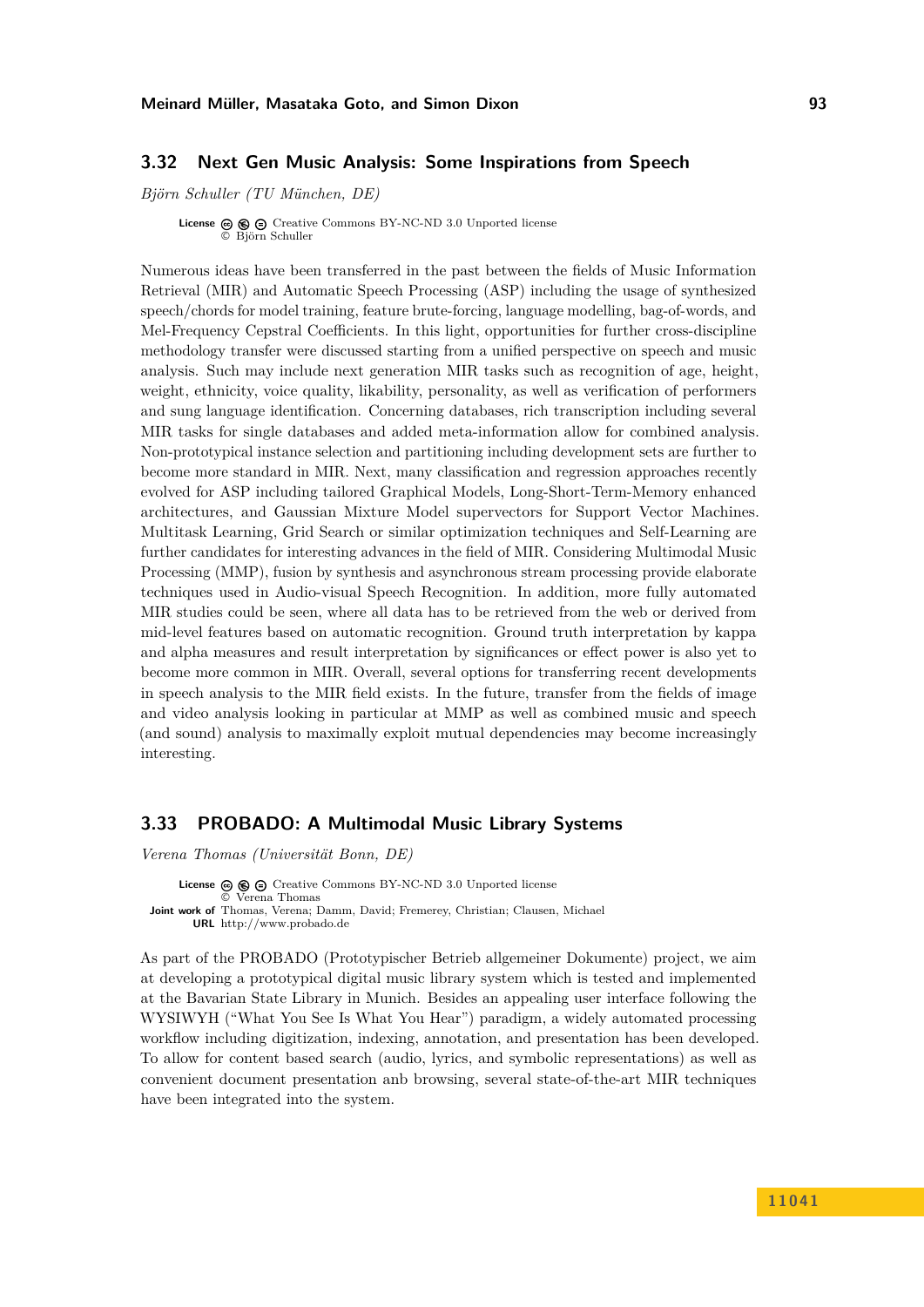## 3.32 Next Gen Music Analysis: Some Inspirations from Speech

*Björn Schuller (TU München, DE)*

**License** Creative Commons BY-NC-ND 3.0 Unported license
© Björn Schuller

Numerous ideas have been transferred in the past between the fields of Music Information Retrieval (MIR) and Automatic Speech Processing (ASP) including the usage of synthesized speech/chords for model training, feature brute-forcing, language modelling, bag-of-words, and Mel-Frequency Cepstral Coefficients. In this light, opportunities for further cross-discipline methodology transfer were discussed starting from a unified perspective on speech and music analysis. Such may include next generation MIR tasks such as recognition of age, height, weight, ethnicity, voice quality, likability, personality, as well as verification of performers and sung language identification. Concerning databases, rich transcription including several MIR tasks for single databases and added meta-information allow for combined analysis. Non-prototypical instance selection and partitioning including development sets are further to become more standard in MIR. Next, many classification and regression approaches recently evolved for ASP including tailored Graphical Models, Long-Short-Term-Memory enhanced architectures, and Gaussian Mixture Model supervectors for Support Vector Machines. Multitask Learning, Grid Search or similar optimization techniques and Self-Learning are further candidates for interesting advances in the field of MIR. Considering Multimodal Music Processing (MMP), fusion by synthesis and asynchronous stream processing provide elaborate techniques used in Audio-visual Speech Recognition. In addition, more fully automated MIR studies could be seen, where all data has to be retrieved from the web or derived from mid-level features based on automatic recognition. Ground truth interpretation by kappa and alpha measures and result interpretation by significances or effect power is also yet to become more common in MIR. Overall, several options for transferring recent developments in speech analysis to the MIR field exists. In the future, transfer from the fields of image and video analysis looking in particular at MMP as well as combined music and speech (and sound) analysis to maximally exploit mutual dependencies may become increasingly interesting.

## 3.33 PROBADO: A Multimodal Music Library Systems

*Verena Thomas (Universität Bonn, DE)*

**License** Creative Commons BY-NC-ND 3.0 Unported license
© Verena Thomas
**Joint work of** Thomas, Verena; Damm, David; Fremerey, Christian; Clausen, Michael
**URL** http://www.probado.de

As part of the PROBADO (Prototypischer Betrieb allgemeiner Dokumente) project, we aim at developing a prototypical digital music library system which is tested and implemented at the Bavarian State Library in Munich. Besides an appealing user interface following the WYSIWYH ("What You See Is What You Hear") paradigm, a widely automated processing workflow including digitization, indexing, annotation, and presentation has been developed. To allow for content based search (audio, lyrics, and symbolic representations) as well as convenient document presentation anb browsing, several state-of-the-art MIR techniques have been integrated into the system.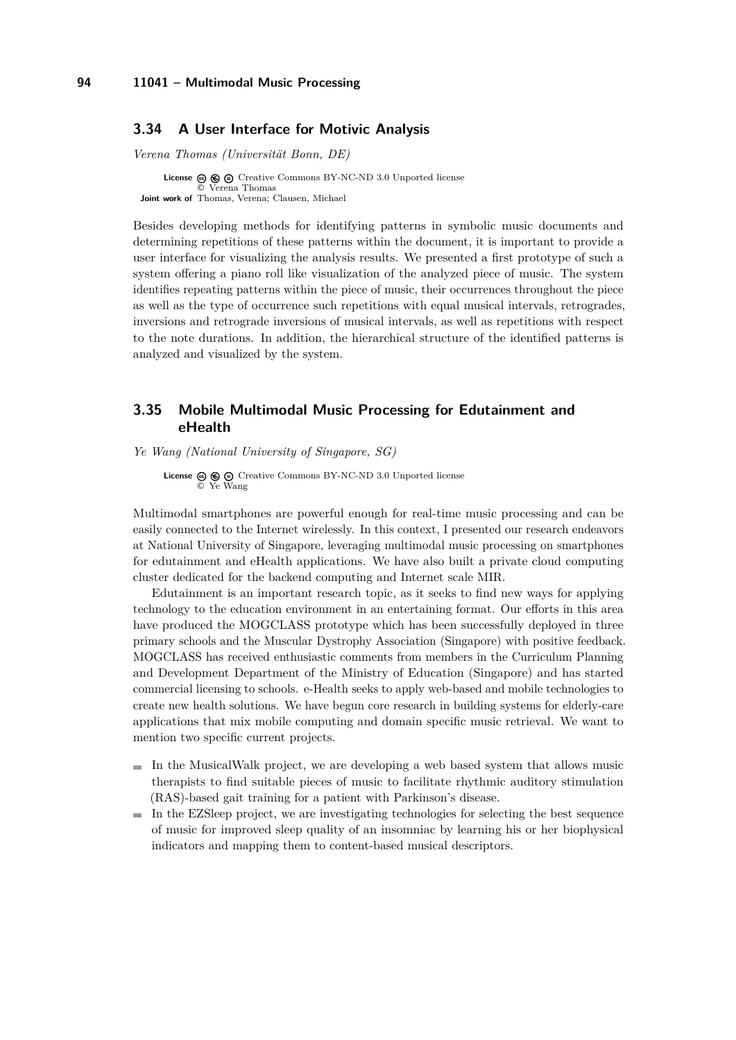### 3.34 A User Interface for Motivic Analysis

*Verena Thomas (Universität Bonn, DE)*

**License** Creative Commons BY-NC-ND 3.0 Unported license
© Verena Thomas
**Joint work of** Thomas, Verena; Clausen, Michael

Besides developing methods for identifying patterns in symbolic music documents and determining repetitions of these patterns within the document, it is important to provide a user interface for visualizing the analysis results. We presented a first prototype of such a system offering a piano roll like visualization of the analyzed piece of music. The system identifies repeating patterns within the piece of music, their occurrences throughout the piece as well as the type of occurrence such repetitions with equal musical intervals, retrogrades, inversions and retrograde inversions of musical intervals, as well as repetitions with respect to the note durations. In addition, the hierarchical structure of the identified patterns is analyzed and visualized by the system.

### 3.35 Mobile Multimodal Music Processing for Edutainment and eHealth

*Ye Wang (National University of Singapore, SG)*

**License** Creative Commons BY-NC-ND 3.0 Unported license
© Ye Wang

Multimodal smartphones are powerful enough for real-time music processing and can be easily connected to the Internet wirelessly. In this context, I presented our research endeavors at National University of Singapore, leveraging multimodal music processing on smartphones for edutainment and eHealth applications. We have also built a private cloud computing cluster dedicated for the backend computing and Internet scale MIR.

Edutainment is an important research topic, as it seeks to find new ways for applying technology to the education environment in an entertaining format. Our efforts in this area have produced the MOGCLASS prototype which has been successfully deployed in three primary schools and the Muscular Dystrophy Association (Singapore) with positive feedback. MOGCLASS has received enthusiastic comments from members in the Curriculum Planning and Development Department of the Ministry of Education (Singapore) and has started commercial licensing to schools. e-Health seeks to apply web-based and mobile technologies to create new health solutions. We have begun core research in building systems for elderly-care applications that mix mobile computing and domain specific music retrieval. We want to mention two specific current projects.

- In the MusicalWalk project, we are developing a web based system that allows music therapists to find suitable pieces of music to facilitate rhythmic auditory stimulation (RAS)-based gait training for a patient with Parkinson's disease.
- In the EZSleep project, we are investigating technologies for selecting the best sequence of music for improved sleep quality of an insomniac by learning his or her biophysical indicators and mapping them to content-based musical descriptors.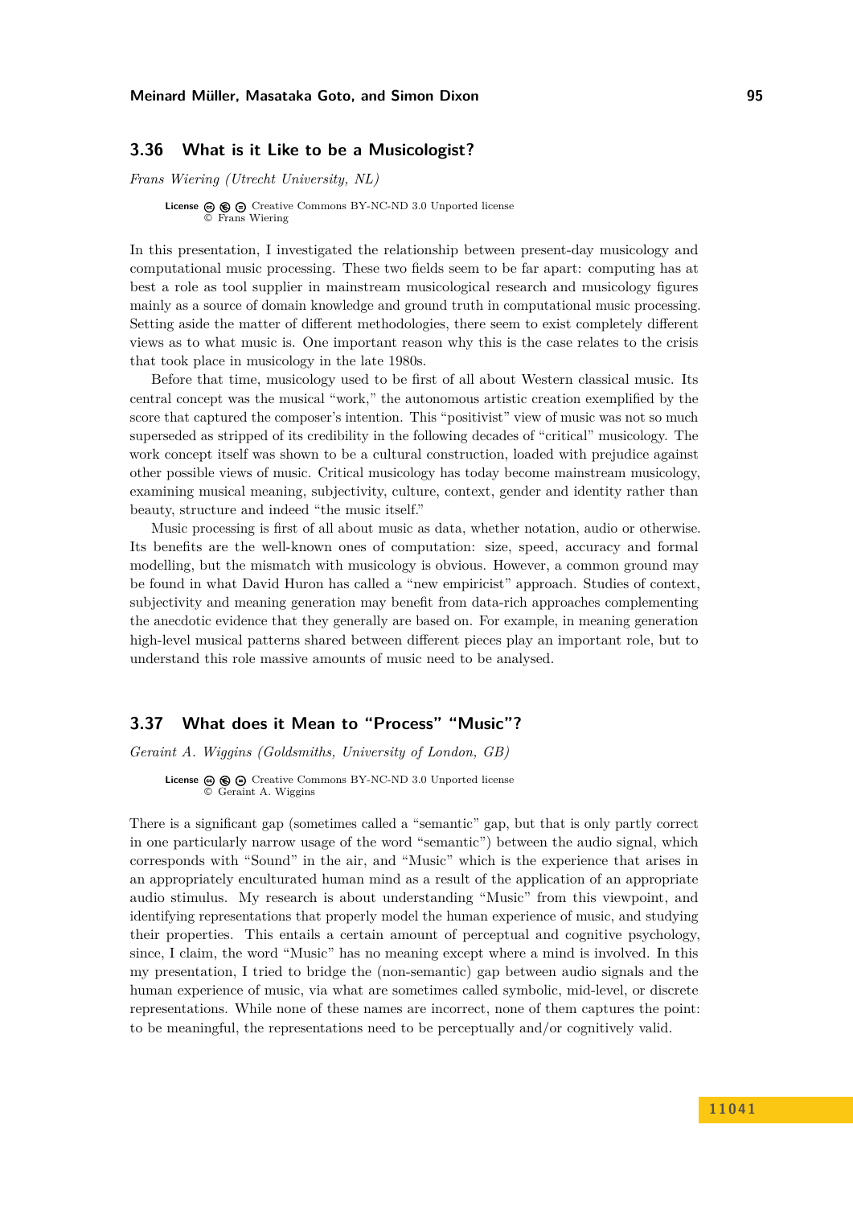## 3.36 What is it Like to be a Musicologist?

*Frans Wiering (Utrecht University, NL)*

**License** Creative Commons BY-NC-ND 3.0 Unported license
© Frans Wiering

In this presentation, I investigated the relationship between present-day musicology and computational music processing. These two fields seem to be far apart: computing has at best a role as tool supplier in mainstream musicological research and musicology figures mainly as a source of domain knowledge and ground truth in computational music processing. Setting aside the matter of different methodologies, there seem to exist completely different views as to what music is. One important reason why this is the case relates to the crisis that took place in musicology in the late 1980s.

Before that time, musicology used to be first of all about Western classical music. Its central concept was the musical "work," the autonomous artistic creation exemplified by the score that captured the composer's intention. This "positivist" view of music was not so much superseded as stripped of its credibility in the following decades of "critical" musicology. The work concept itself was shown to be a cultural construction, loaded with prejudice against other possible views of music. Critical musicology has today become mainstream musicology, examining musical meaning, subjectivity, culture, context, gender and identity rather than beauty, structure and indeed "the music itself."

Music processing is first of all about music as data, whether notation, audio or otherwise. Its benefits are the well-known ones of computation: size, speed, accuracy and formal modelling, but the mismatch with musicology is obvious. However, a common ground may be found in what David Huron has called a "new empiricist" approach. Studies of context, subjectivity and meaning generation may benefit from data-rich approaches complementing the anecdotic evidence that they generally are based on. For example, in meaning generation high-level musical patterns shared between different pieces play an important role, but to understand this role massive amounts of music need to be analysed.

## 3.37 What does it Mean to "Process" "Music"?

*Geraint A. Wiggins (Goldsmiths, University of London, GB)*

**License** Creative Commons BY-NC-ND 3.0 Unported license
© Geraint A. Wiggins

There is a significant gap (sometimes called a "semantic" gap, but that is only partly correct in one particularly narrow usage of the word "semantic") between the audio signal, which corresponds with "Sound" in the air, and "Music" which is the experience that arises in an appropriately enculturated human mind as a result of the application of an appropriate audio stimulus. My research is about understanding "Music" from this viewpoint, and identifying representations that properly model the human experience of music, and studying their properties. This entails a certain amount of perceptual and cognitive psychology, since, I claim, the word "Music" has no meaning except where a mind is involved. In this my presentation, I tried to bridge the (non-semantic) gap between audio signals and the human experience of music, via what are sometimes called symbolic, mid-level, or discrete representations. While none of these names are incorrect, none of them captures the point: to be meaningful, the representations need to be perceptually and/or cognitively valid.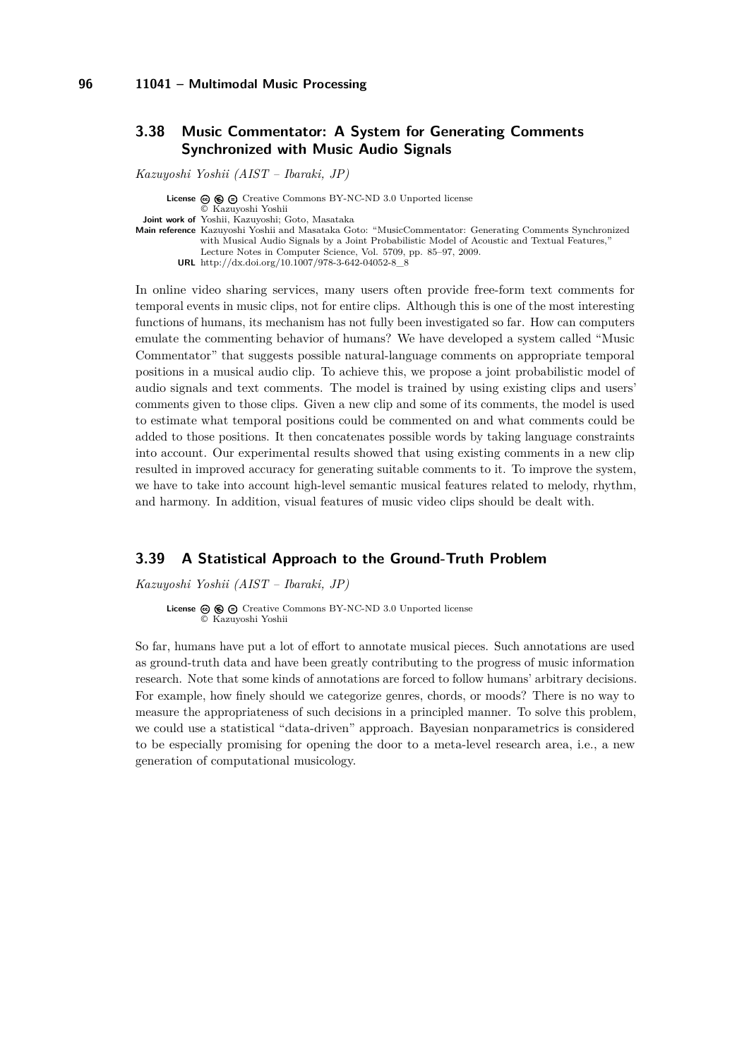## 3.38 Music Commentator: A System for Generating Comments Synchronized with Music Audio Signals

*Kazuyoshi Yoshii (AIST – Ibaraki, JP)*

**License** Creative Commons BY-NC-ND 3.0 Unported license
© Kazuyoshi Yoshii
**Joint work of** Yoshii, Kazuyoshi; Goto, Masataka
**Main reference** Kazuyoshi Yoshii and Masataka Goto: "MusicCommentator: Generating Comments Synchronized with Musical Audio Signals by a Joint Probabilistic Model of Acoustic and Textual Features," Lecture Notes in Computer Science, Vol. 5709, pp. 85–97, 2009.
**URL** http://dx.doi.org/10.1007/978-3-642-04052-8_8

In online video sharing services, many users often provide free-form text comments for temporal events in music clips, not for entire clips. Although this is one of the most interesting functions of humans, its mechanism has not fully been investigated so far. How can computers emulate the commenting behavior of humans? We have developed a system called "Music Commentator" that suggests possible natural-language comments on appropriate temporal positions in a musical audio clip. To achieve this, we propose a joint probabilistic model of audio signals and text comments. The model is trained by using existing clips and users' comments given to those clips. Given a new clip and some of its comments, the model is used to estimate what temporal positions could be commented on and what comments could be added to those positions. It then concatenates possible words by taking language constraints into account. Our experimental results showed that using existing comments in a new clip resulted in improved accuracy for generating suitable comments to it. To improve the system, we have to take into account high-level semantic musical features related to melody, rhythm, and harmony. In addition, visual features of music video clips should be dealt with.

## 3.39 A Statistical Approach to the Ground-Truth Problem

*Kazuyoshi Yoshii (AIST – Ibaraki, JP)*

**License** Creative Commons BY-NC-ND 3.0 Unported license
© Kazuyoshi Yoshii

So far, humans have put a lot of effort to annotate musical pieces. Such annotations are used as ground-truth data and have been greatly contributing to the progress of music information research. Note that some kinds of annotations are forced to follow humans' arbitrary decisions. For example, how finely should we categorize genres, chords, or moods? There is no way to measure the appropriateness of such decisions in a principled manner. To solve this problem, we could use a statistical "data-driven" approach. Bayesian nonparametrics is considered to be especially promising for opening the door to a meta-level research area, i.e., a new generation of computational musicology.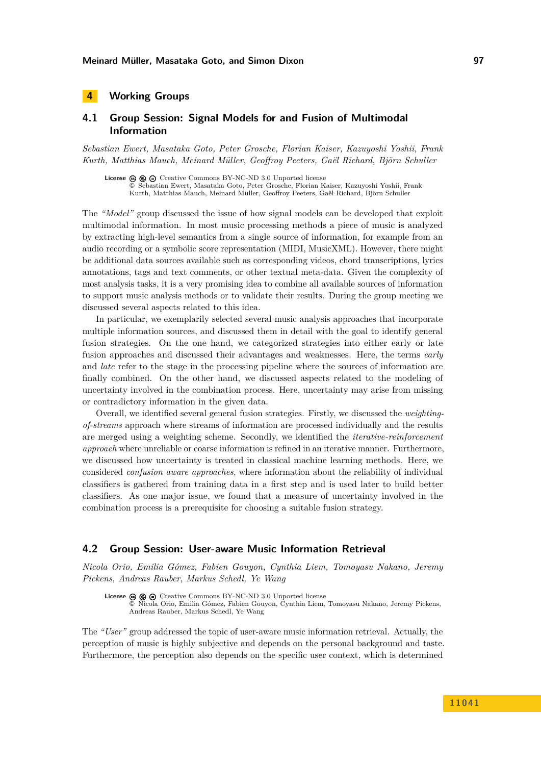# 4 Working Groups

## 4.1 Group Session: Signal Models for and Fusion of Multimodal Information

*Sebastian Ewert, Masataka Goto, Peter Grosche, Florian Kaiser, Kazuyoshi Yoshii, Frank Kurth, Matthias Mauch, Meinard Müller, Geoffroy Peeters, Gaël Richard, Björn Schuller*

**License** Creative Commons BY-NC-ND 3.0 Unported license
© Sebastian Ewert, Masataka Goto, Peter Grosche, Florian Kaiser, Kazuyoshi Yoshii, Frank Kurth, Matthias Mauch, Meinard Müller, Geoffroy Peeters, Gaël Richard, Björn Schuller

The *"Model"* group discussed the issue of how signal models can be developed that exploit multimodal information. In most music processing methods a piece of music is analyzed by extracting high-level semantics from a single source of information, for example from an audio recording or a symbolic score representation (MIDI, MusicXML). However, there might be additional data sources available such as corresponding videos, chord transcriptions, lyrics annotations, tags and text comments, or other textual meta-data. Given the complexity of most analysis tasks, it is a very promising idea to combine all available sources of information to support music analysis methods or to validate their results. During the group meeting we discussed several aspects related to this idea.

In particular, we exemplarily selected several music analysis approaches that incorporate multiple information sources, and discussed them in detail with the goal to identify general fusion strategies. On the one hand, we categorized strategies into either early or late fusion approaches and discussed their advantages and weaknesses. Here, the terms *early* and *late* refer to the stage in the processing pipeline where the sources of information are finally combined. On the other hand, we discussed aspects related to the modeling of uncertainty involved in the combination process. Here, uncertainty may arise from missing or contradictory information in the given data.

Overall, we identified several general fusion strategies. Firstly, we discussed the *weighting-of-streams* approach where streams of information are processed individually and the results are merged using a weighting scheme. Secondly, we identified the *iterative-reinforcement approach* where unreliable or coarse information is refined in an iterative manner. Furthermore, we discussed how uncertainty is treated in classical machine learning methods. Here, we considered *confusion aware approaches*, where information about the reliability of individual classifiers is gathered from training data in a first step and is used later to build better classifiers. As one major issue, we found that a measure of uncertainty involved in the combination process is a prerequisite for choosing a suitable fusion strategy.

## 4.2 Group Session: User-aware Music Information Retrieval

*Nicola Orio, Emilia Gómez, Fabien Gouyon, Cynthia Liem, Tomoyasu Nakano, Jeremy Pickens, Andreas Rauber, Markus Schedl, Ye Wang*

**License** Creative Commons BY-NC-ND 3.0 Unported license
© Nicola Orio, Emilia Gómez, Fabien Gouyon, Cynthia Liem, Tomoyasu Nakano, Jeremy Pickens, Andreas Rauber, Markus Schedl, Ye Wang

The *"User"* group addressed the topic of user-aware music information retrieval. Actually, the perception of music is highly subjective and depends on the personal background and taste. Furthermore, the perception also depends on the specific user context, which is determined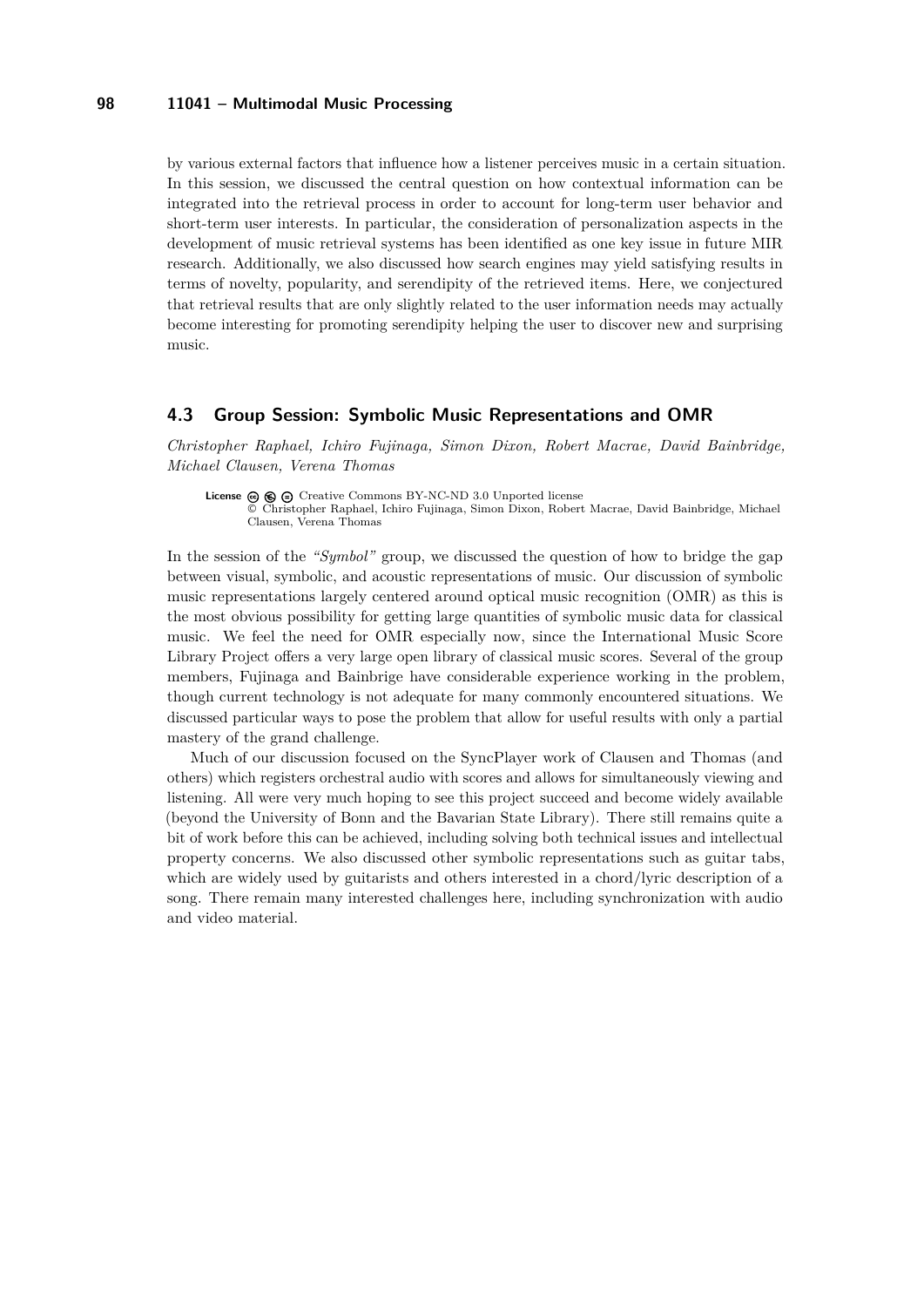by various external factors that influence how a listener perceives music in a certain situation. In this session, we discussed the central question on how contextual information can be integrated into the retrieval process in order to account for long-term user behavior and short-term user interests. In particular, the consideration of personalization aspects in the development of music retrieval systems has been identified as one key issue in future MIR research. Additionally, we also discussed how search engines may yield satisfying results in terms of novelty, popularity, and serendipity of the retrieved items. Here, we conjectured that retrieval results that are only slightly related to the user information needs may actually become interesting for promoting serendipity helping the user to discover new and surprising music.

## 4.3 Group Session: Symbolic Music Representations and OMR

*Christopher Raphael, Ichiro Fujinaga, Simon Dixon, Robert Macrae, David Bainbridge, Michael Clausen, Verena Thomas*

**License** Creative Commons BY-NC-ND 3.0 Unported license
© Christopher Raphael, Ichiro Fujinaga, Simon Dixon, Robert Macrae, David Bainbridge, Michael Clausen, Verena Thomas

In the session of the *"Symbol"* group, we discussed the question of how to bridge the gap between visual, symbolic, and acoustic representations of music. Our discussion of symbolic music representations largely centered around optical music recognition (OMR) as this is the most obvious possibility for getting large quantities of symbolic music data for classical music. We feel the need for OMR especially now, since the International Music Score Library Project offers a very large open library of classical music scores. Several of the group members, Fujinaga and Bainbrige have considerable experience working in the problem, though current technology is not adequate for many commonly encountered situations. We discussed particular ways to pose the problem that allow for useful results with only a partial mastery of the grand challenge.

Much of our discussion focused on the SyncPlayer work of Clausen and Thomas (and others) which registers orchestral audio with scores and allows for simultaneously viewing and listening. All were very much hoping to see this project succeed and become widely available (beyond the University of Bonn and the Bavarian State Library). There still remains quite a bit of work before this can be achieved, including solving both technical issues and intellectual property concerns. We also discussed other symbolic representations such as guitar tabs, which are widely used by guitarists and others interested in a chord/lyric description of a song. There remain many interested challenges here, including synchronization with audio and video material.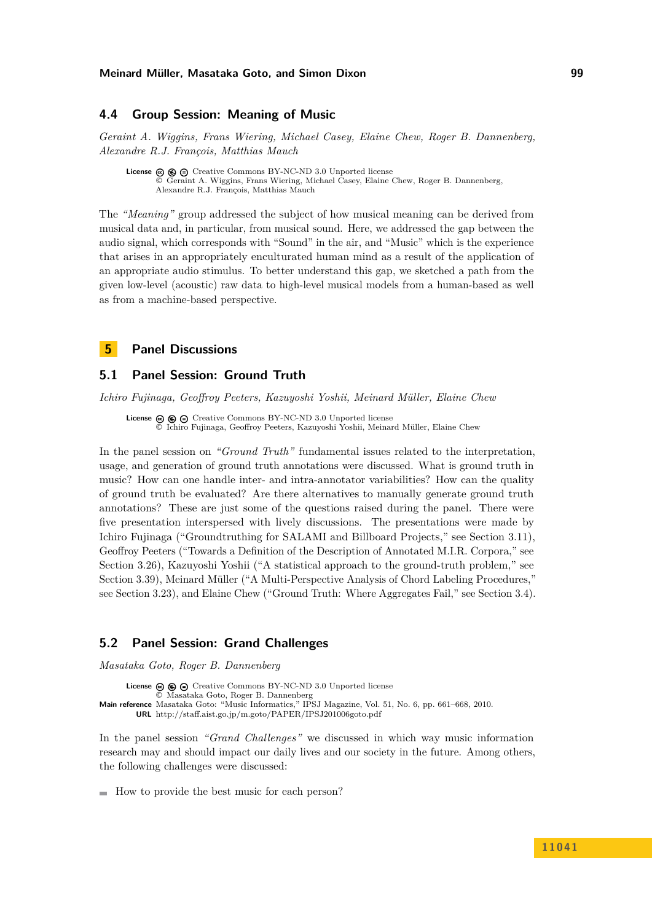### 4.4 Group Session: Meaning of Music

*Geraint A. Wiggins, Frans Wiering, Michael Casey, Elaine Chew, Roger B. Dannenberg, Alexandre R.J. François, Matthias Mauch*

**License** Creative Commons BY-NC-ND 3.0 Unported license
© Geraint A. Wiggins, Frans Wiering, Michael Casey, Elaine Chew, Roger B. Dannenberg, Alexandre R.J. François, Matthias Mauch

The *"Meaning"* group addressed the subject of how musical meaning can be derived from musical data and, in particular, from musical sound. Here, we addressed the gap between the audio signal, which corresponds with "Sound" in the air, and "Music" which is the experience that arises in an appropriately enculturated human mind as a result of the application of an appropriate audio stimulus. To better understand this gap, we sketched a path from the given low-level (acoustic) raw data to high-level musical models from a human-based as well as from a machine-based perspective.

## 5 Panel Discussions

### 5.1 Panel Session: Ground Truth

*Ichiro Fujinaga, Geoffroy Peeters, Kazuyoshi Yoshii, Meinard Müller, Elaine Chew*

**License** Creative Commons BY-NC-ND 3.0 Unported license
© Ichiro Fujinaga, Geoffroy Peeters, Kazuyoshi Yoshii, Meinard Müller, Elaine Chew

In the panel session on *"Ground Truth"* fundamental issues related to the interpretation, usage, and generation of ground truth annotations were discussed. What is ground truth in music? How can one handle inter- and intra-annotator variabilities? How can the quality of ground truth be evaluated? Are there alternatives to manually generate ground truth annotations? These are just some of the questions raised during the panel. There were five presentation interspersed with lively discussions. The presentations were made by Ichiro Fujinaga ("Groundtruthing for SALAMI and Billboard Projects," see Section 3.11), Geoffroy Peeters ("Towards a Definition of the Description of Annotated M.I.R. Corpora," see Section 3.26), Kazuyoshi Yoshii ("A statistical approach to the ground-truth problem," see Section 3.39), Meinard Müller ("A Multi-Perspective Analysis of Chord Labeling Procedures," see Section 3.23), and Elaine Chew ("Ground Truth: Where Aggregates Fail," see Section 3.4).

### 5.2 Panel Session: Grand Challenges

*Masataka Goto, Roger B. Dannenberg*

**License** Creative Commons BY-NC-ND 3.0 Unported license
© Masataka Goto, Roger B. Dannenberg
**Main reference** Masataka Goto: "Music Informatics," IPSJ Magazine, Vol. 51, No. 6, pp. 661–668, 2010.
**URL** http://staff.aist.go.jp/m.goto/PAPER/IPSJ201006goto.pdf

In the panel session *"Grand Challenges"* we discussed in which way music information research may and should impact our daily lives and our society in the future. Among others, the following challenges were discussed:

- How to provide the best music for each person?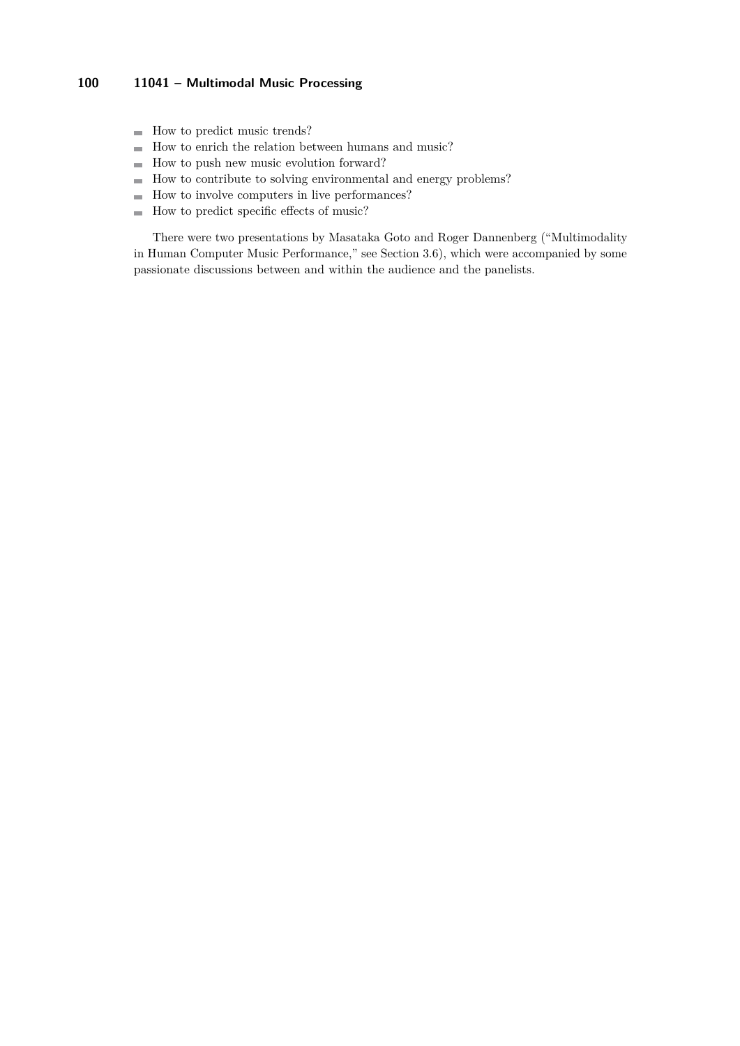- How to predict music trends?
- How to enrich the relation between humans and music?
- How to push new music evolution forward?
- How to contribute to solving environmental and energy problems?
- How to involve computers in live performances?
- How to predict specific effects of music?

There were two presentations by Masataka Goto and Roger Dannenberg ("Multimodality in Human Computer Music Performance," see Section 3.6), which were accompanied by some passionate discussions between and within the audience and the panelists.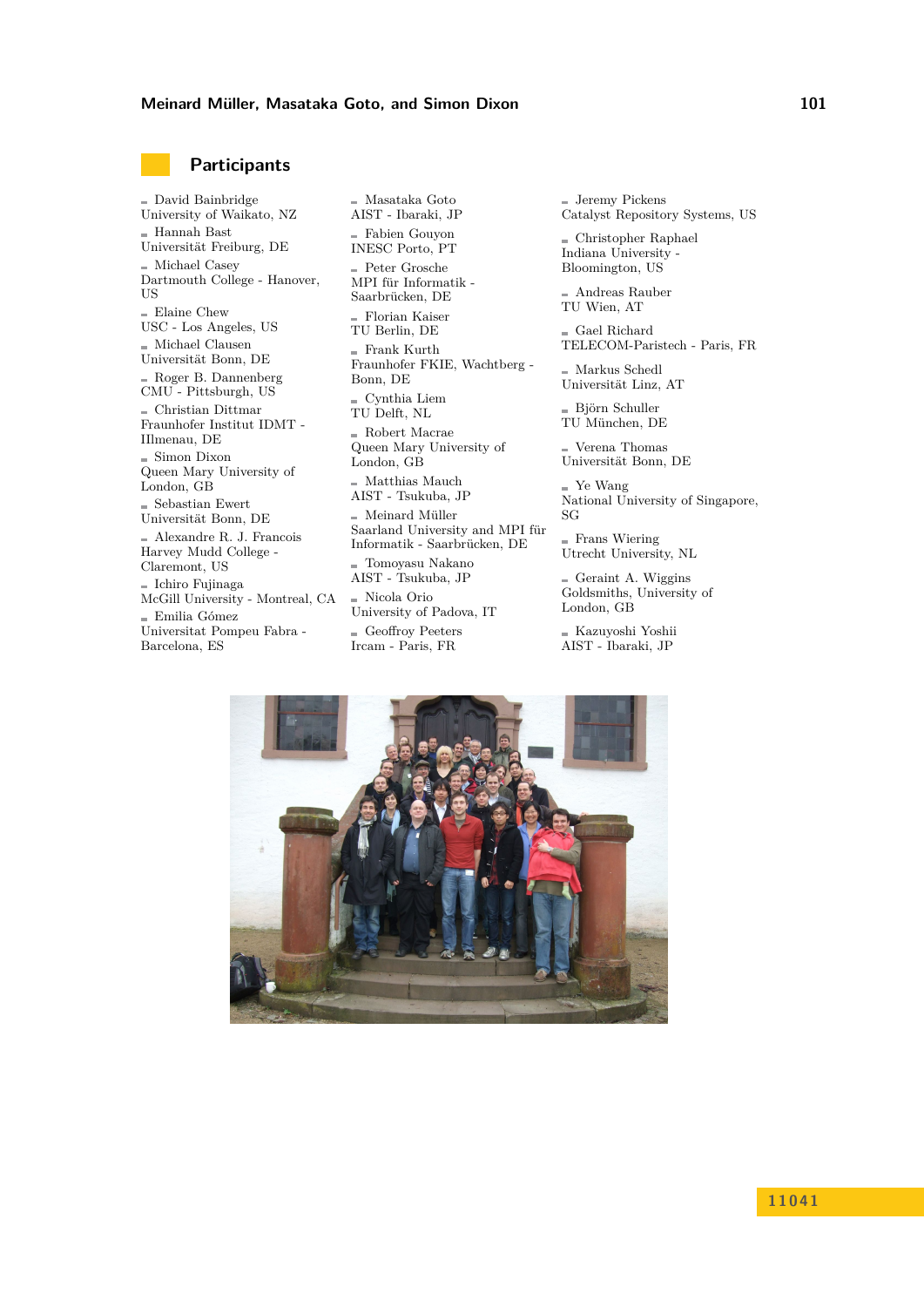## Participants

- David Bainbridge
University of Waikato, NZ
- Hannah Bast
Universität Freiburg, DE
- Michael Casey
Dartmouth College - Hanover, US
- Elaine Chew
USC - Los Angeles, US
- Michael Clausen
Universität Bonn, DE
- Roger B. Dannenberg
CMU - Pittsburgh, US
- Christian Dittmar
Fraunhofer Institut IDMT - Illmenau, DE
- Simon Dixon
Queen Mary University of London, GB
- Sebastian Ewert
Universität Bonn, DE
- Alexandre R. J. Francois
Harvey Mudd College - Claremont, US
- Ichiro Fujinaga
McGill University - Montreal, CA
- Emilia Gómez
Universitat Pompeu Fabra - Barcelona, ES
- Masataka Goto
AIST - Ibaraki, JP
- Fabien Gouyon
INESC Porto, PT
- Peter Grosche
MPI für Informatik - Saarbrücken, DE
- Florian Kaiser
TU Berlin, DE
- Frank Kurth
Fraunhofer FKIE, Wachtberg - Bonn, DE
- Cynthia Liem
TU Delft, NL
- Robert Macrae
Queen Mary University of London, GB
- Matthias Mauch
AIST - Tsukuba, JP
- Meinard Müller
Saarland University and MPI für Informatik - Saarbrücken, DE
- Tomoyasu Nakano
AIST - Tsukuba, JP
- Nicola Orio
University of Padova, IT
- Geoffroy Peeters
Ircam - Paris, FR
- Jeremy Pickens
Catalyst Repository Systems, US
- Christopher Raphael
Indiana University - Bloomington, US
- Andreas Rauber
TU Wien, AT
- Gael Richard
TELECOM-Paristech - Paris, FR
- Markus Schedl
Universität Linz, AT
- Björn Schuller
TU München, DE
- Verena Thomas
Universität Bonn, DE
- Ye Wang
National University of Singapore, SG
- Frans Wiering
Utrecht University, NL
- Geraint A. Wiggins
Goldsmiths, University of London, GB
- Kazuyoshi Yoshii
AIST - Ibaraki, JP